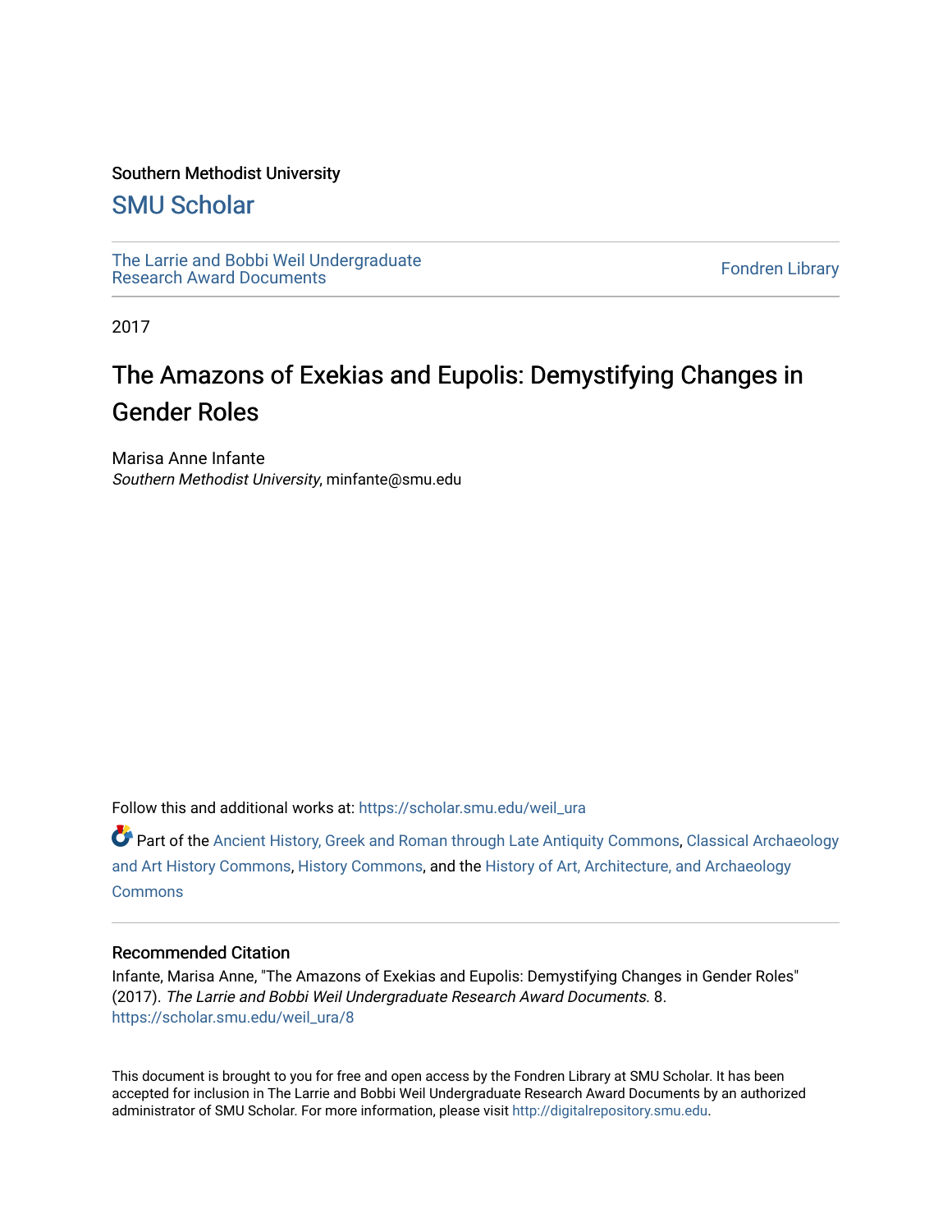Southern Methodist University

## SMU Scholar

The Larrie and Bobbi Weil Undergraduate Research Award Documents

Fondren Library

2017

# The Amazons of Exekias and Eupolis: Demystifying Changes in Gender Roles

Marisa Anne Infante
*Southern Methodist University*, minfante@smu.edu

Follow this and additional works at: https://scholar.smu.edu/weil_ura

Part of the Ancient History, Greek and Roman through Late Antiquity Commons, Classical Archaeology and Art History Commons, History Commons, and the History of Art, Architecture, and Archaeology Commons

### Recommended Citation

Infante, Marisa Anne, "The Amazons of Exekias and Eupolis: Demystifying Changes in Gender Roles" (2017). *The Larrie and Bobbi Weil Undergraduate Research Award Documents*. 8.
https://scholar.smu.edu/weil_ura/8

This document is brought to you for free and open access by the Fondren Library at SMU Scholar. It has been accepted for inclusion in The Larrie and Bobbi Weil Undergraduate Research Award Documents by an authorized administrator of SMU Scholar. For more information, please visit http://digitalrepository.smu.edu.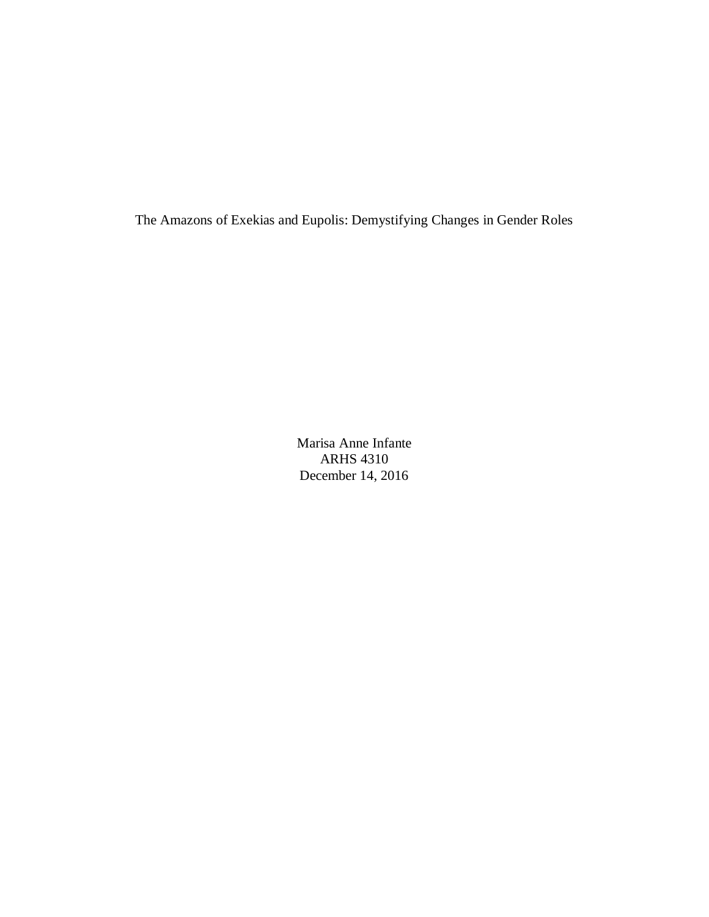# The Amazons of Exekias and Eupolis: Demystifying Changes in Gender Roles

Marisa Anne Infante
ARHS 4310
December 14, 2016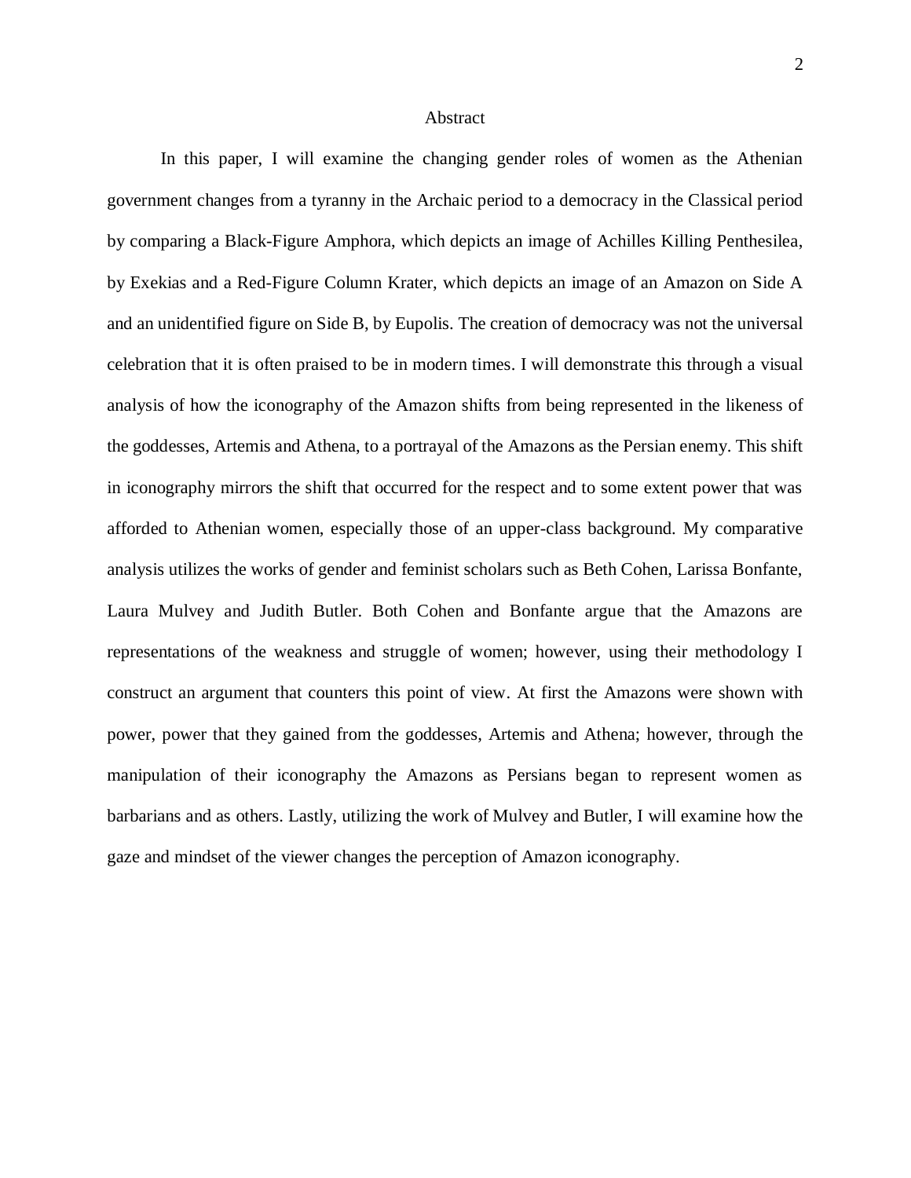## Abstract

In this paper, I will examine the changing gender roles of women as the Athenian government changes from a tyranny in the Archaic period to a democracy in the Classical period by comparing a Black-Figure Amphora, which depicts an image of Achilles Killing Penthesilea, by Exekias and a Red-Figure Column Krater, which depicts an image of an Amazon on Side A and an unidentified figure on Side B, by Eupolis. The creation of democracy was not the universal celebration that it is often praised to be in modern times. I will demonstrate this through a visual analysis of how the iconography of the Amazon shifts from being represented in the likeness of the goddesses, Artemis and Athena, to a portrayal of the Amazons as the Persian enemy. This shift in iconography mirrors the shift that occurred for the respect and to some extent power that was afforded to Athenian women, especially those of an upper-class background. My comparative analysis utilizes the works of gender and feminist scholars such as Beth Cohen, Larissa Bonfante, Laura Mulvey and Judith Butler. Both Cohen and Bonfante argue that the Amazons are representations of the weakness and struggle of women; however, using their methodology I construct an argument that counters this point of view. At first the Amazons were shown with power, power that they gained from the goddesses, Artemis and Athena; however, through the manipulation of their iconography the Amazons as Persians began to represent women as barbarians and as others. Lastly, utilizing the work of Mulvey and Butler, I will examine how the gaze and mindset of the viewer changes the perception of Amazon iconography.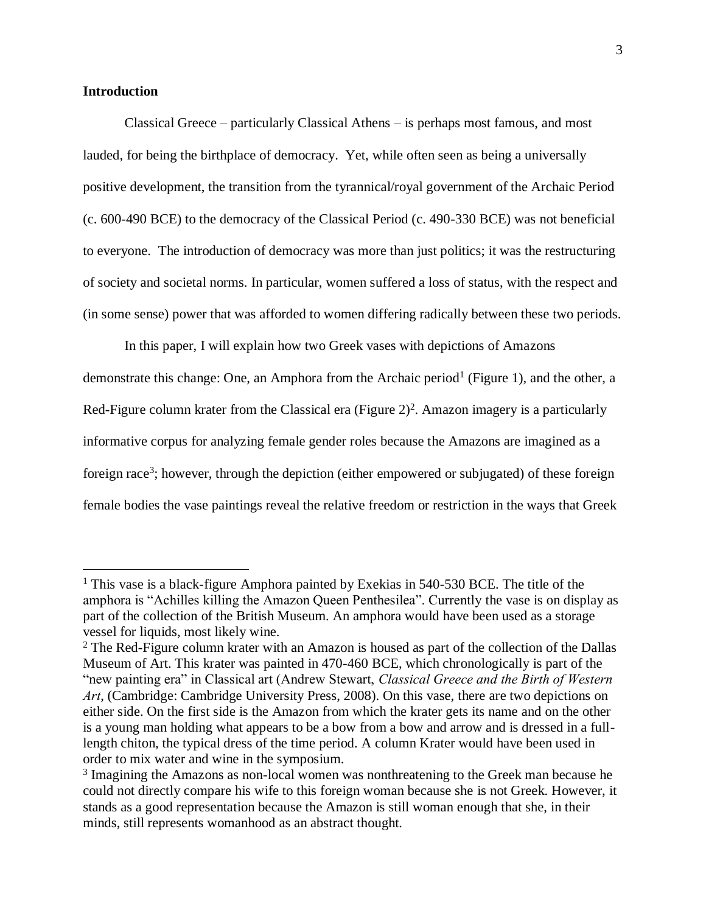## Introduction

Classical Greece – particularly Classical Athens – is perhaps most famous, and most lauded, for being the birthplace of democracy. Yet, while often seen as being a universally positive development, the transition from the tyrannical/royal government of the Archaic Period (c. 600-490 BCE) to the democracy of the Classical Period (c. 490-330 BCE) was not beneficial to everyone. The introduction of democracy was more than just politics; it was the restructuring of society and societal norms. In particular, women suffered a loss of status, with the respect and (in some sense) power that was afforded to women differing radically between these two periods.

In this paper, I will explain how two Greek vases with depictions of Amazons demonstrate this change: One, an Amphora from the Archaic period[1] (Figure 1), and the other, a Red-Figure column krater from the Classical era (Figure 2)[2]. Amazon imagery is a particularly informative corpus for analyzing female gender roles because the Amazons are imagined as a foreign race[3]; however, through the depiction (either empowered or subjugated) of these foreign female bodies the vase paintings reveal the relative freedom or restriction in the ways that Greek

---

[1] This vase is a black-figure Amphora painted by Exekias in 540-530 BCE. The title of the amphora is "Achilles killing the Amazon Queen Penthesilea". Currently the vase is on display as part of the collection of the British Museum. An amphora would have been used as a storage vessel for liquids, most likely wine.

[2] The Red-Figure column krater with an Amazon is housed as part of the collection of the Dallas Museum of Art. This krater was painted in 470-460 BCE, which chronologically is part of the "new painting era" in Classical art (Andrew Stewart, *Classical Greece and the Birth of Western Art*, (Cambridge: Cambridge University Press, 2008). On this vase, there are two depictions on either side. On the first side is the Amazon from which the krater gets its name and on the other is a young man holding what appears to be a bow from a bow and arrow and is dressed in a full-length chiton, the typical dress of the time period. A column Krater would have been used in order to mix water and wine in the symposium.

[3] Imagining the Amazons as non-local women was nonthreatening to the Greek man because he could not directly compare his wife to this foreign woman because she is not Greek. However, it stands as a good representation because the Amazon is still woman enough that she, in their minds, still represents womanhood as an abstract thought.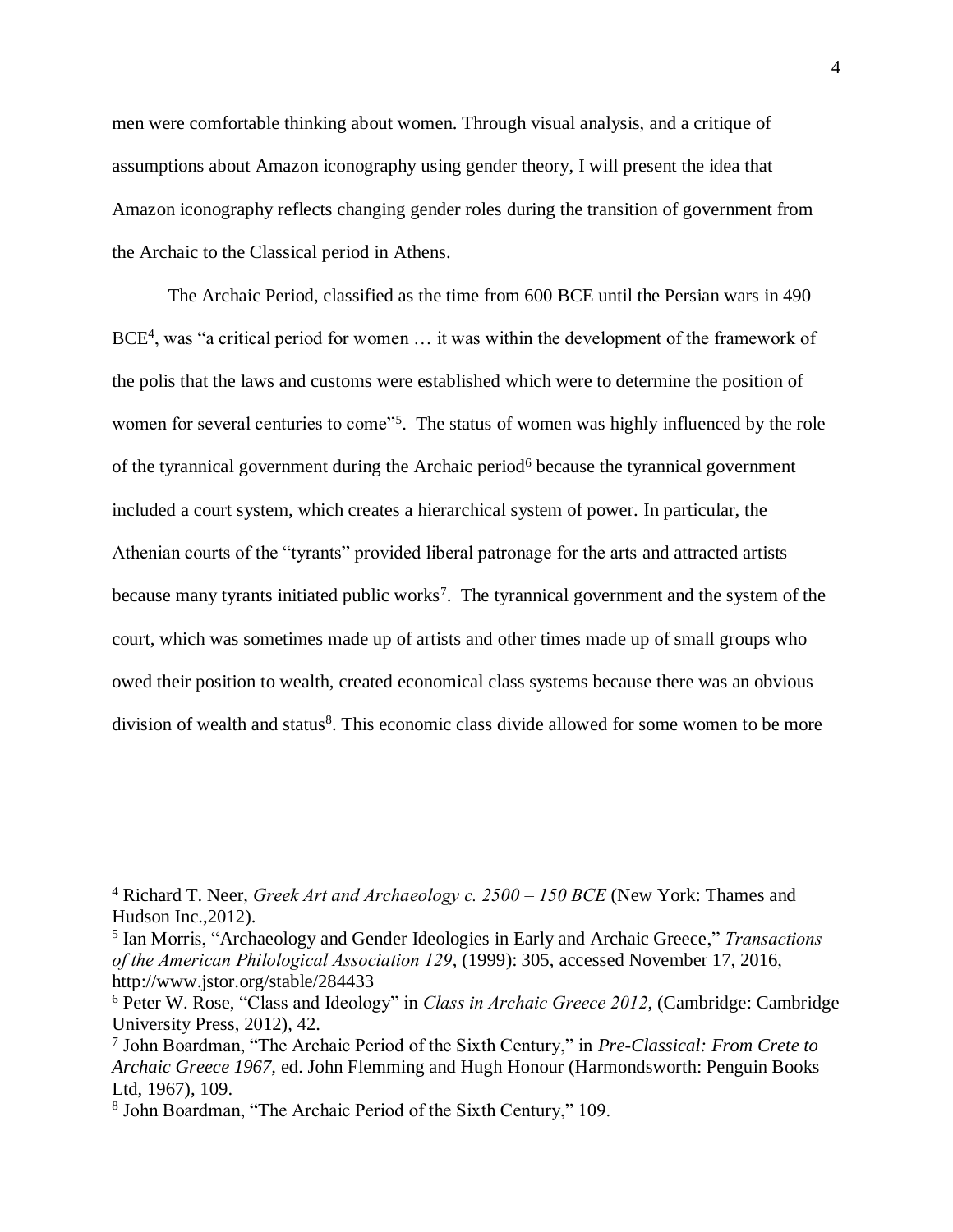men were comfortable thinking about women. Through visual analysis, and a critique of assumptions about Amazon iconography using gender theory, I will present the idea that Amazon iconography reflects changing gender roles during the transition of government from the Archaic to the Classical period in Athens.

The Archaic Period, classified as the time from 600 BCE until the Persian wars in 490 BCE[4], was "a critical period for women … it was within the development of the framework of the polis that the laws and customs were established which were to determine the position of women for several centuries to come"[5]. The status of women was highly influenced by the role of the tyrannical government during the Archaic period[6] because the tyrannical government included a court system, which creates a hierarchical system of power. In particular, the Athenian courts of the "tyrants" provided liberal patronage for the arts and attracted artists because many tyrants initiated public works[7]. The tyrannical government and the system of the court, which was sometimes made up of artists and other times made up of small groups who owed their position to wealth, created economical class systems because there was an obvious division of wealth and status[8]. This economic class divide allowed for some women to be more

---

[4] Richard T. Neer, *Greek Art and Archaeology c. 2500 – 150 BCE* (New York: Thames and Hudson Inc.,2012).

[5] Ian Morris, "Archaeology and Gender Ideologies in Early and Archaic Greece," *Transactions of the American Philological Association 129*, (1999): 305, accessed November 17, 2016, http://www.jstor.org/stable/284433

[6] Peter W. Rose, "Class and Ideology" in *Class in Archaic Greece 2012*, (Cambridge: Cambridge University Press, 2012), 42.

[7] John Boardman, "The Archaic Period of the Sixth Century," in *Pre-Classical: From Crete to Archaic Greece 1967,* ed. John Flemming and Hugh Honour (Harmondsworth: Penguin Books Ltd, 1967), 109.

[8] John Boardman, "The Archaic Period of the Sixth Century," 109.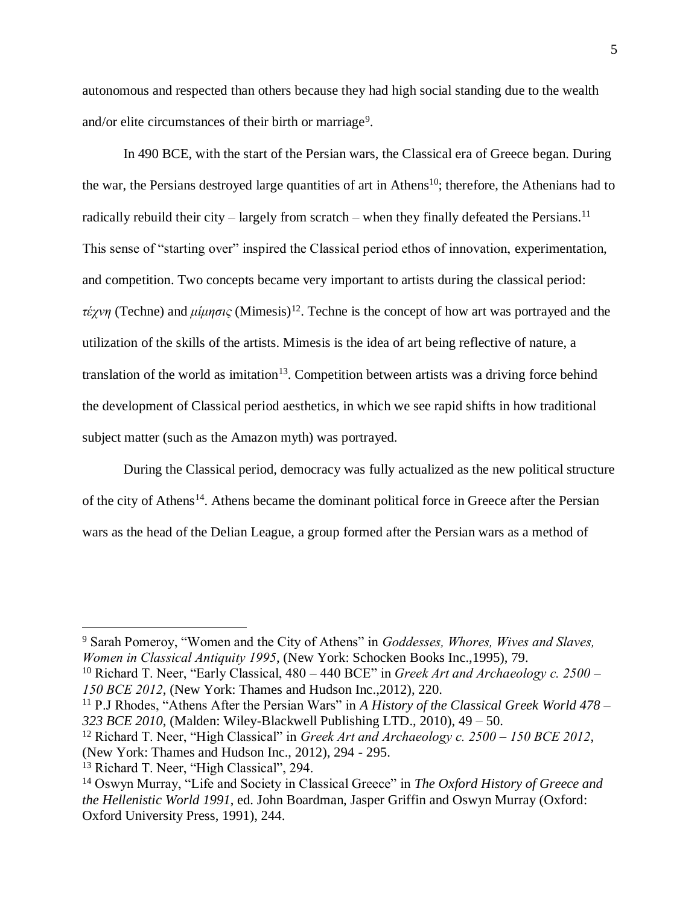autonomous and respected than others because they had high social standing due to the wealth and/or elite circumstances of their birth or marriage[9].

In 490 BCE, with the start of the Persian wars, the Classical era of Greece began. During the war, the Persians destroyed large quantities of art in Athens[10]; therefore, the Athenians had to radically rebuild their city – largely from scratch – when they finally defeated the Persians.[11] This sense of "starting over" inspired the Classical period ethos of innovation, experimentation, and competition. Two concepts became very important to artists during the classical period: *τέχνη* (Techne) and *μίμησις* (Mimesis)[12]. Techne is the concept of how art was portrayed and the utilization of the skills of the artists. Mimesis is the idea of art being reflective of nature, a translation of the world as imitation[13]. Competition between artists was a driving force behind the development of Classical period aesthetics, in which we see rapid shifts in how traditional subject matter (such as the Amazon myth) was portrayed.

During the Classical period, democracy was fully actualized as the new political structure of the city of Athens[14]. Athens became the dominant political force in Greece after the Persian wars as the head of the Delian League, a group formed after the Persian wars as a method of

---

[9] Sarah Pomeroy, "Women and the City of Athens" in *Goddesses, Whores, Wives and Slaves, Women in Classical Antiquity 1995*, (New York: Schocken Books Inc.,1995), 79.

[10] Richard T. Neer, "Early Classical, 480 – 440 BCE" in *Greek Art and Archaeology c. 2500 – 150 BCE 2012*, (New York: Thames and Hudson Inc.,2012), 220.

[11] P.J Rhodes, "Athens After the Persian Wars" in *A History of the Classical Greek World 478 – 323 BCE 2010*, (Malden: Wiley-Blackwell Publishing LTD., 2010), 49 – 50.

[12] Richard T. Neer, "High Classical" in *Greek Art and Archaeology c. 2500 – 150 BCE 2012*, (New York: Thames and Hudson Inc., 2012), 294 - 295.

[13] Richard T. Neer, "High Classical", 294.

[14] Oswyn Murray, "Life and Society in Classical Greece" in *The Oxford History of Greece and the Hellenistic World 1991*, ed. John Boardman, Jasper Griffin and Oswyn Murray (Oxford: Oxford University Press, 1991), 244.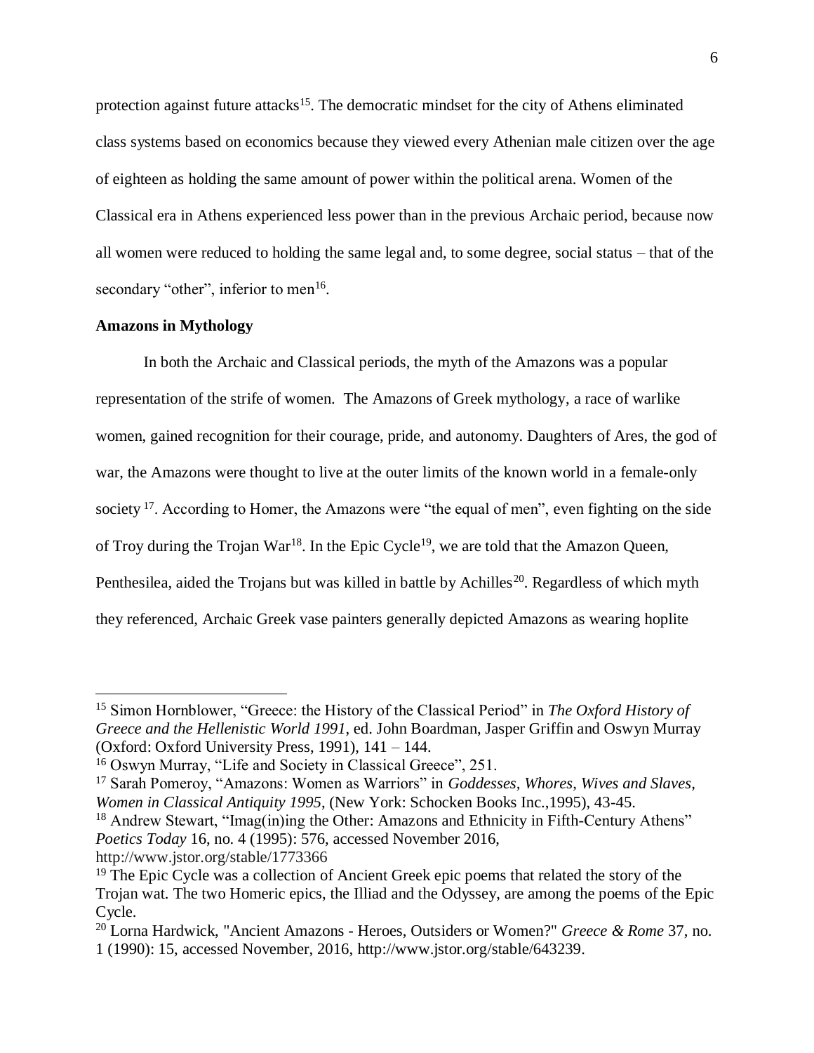protection against future attacks[15]. The democratic mindset for the city of Athens eliminated class systems based on economics because they viewed every Athenian male citizen over the age of eighteen as holding the same amount of power within the political arena. Women of the Classical era in Athens experienced less power than in the previous Archaic period, because now all women were reduced to holding the same legal and, to some degree, social status – that of the secondary "other", inferior to men[16].

**Amazons in Mythology**

In both the Archaic and Classical periods, the myth of the Amazons was a popular representation of the strife of women. The Amazons of Greek mythology, a race of warlike women, gained recognition for their courage, pride, and autonomy. Daughters of Ares, the god of war, the Amazons were thought to live at the outer limits of the known world in a female-only society [17]. According to Homer, the Amazons were "the equal of men", even fighting on the side of Troy during the Trojan War[18]. In the Epic Cycle[19], we are told that the Amazon Queen, Penthesilea, aided the Trojans but was killed in battle by Achilles[20]. Regardless of which myth they referenced, Archaic Greek vase painters generally depicted Amazons as wearing hoplite

---

[15] Simon Hornblower, "Greece: the History of the Classical Period" in *The Oxford History of Greece and the Hellenistic World 1991*, ed. John Boardman, Jasper Griffin and Oswyn Murray (Oxford: Oxford University Press, 1991), 141 – 144.

[16] Oswyn Murray, "Life and Society in Classical Greece", 251.

[17] Sarah Pomeroy, "Amazons: Women as Warriors" in *Goddesses, Whores, Wives and Slaves, Women in Classical Antiquity 1995*, (New York: Schocken Books Inc.,1995), 43-45.

[18] Andrew Stewart, "Imag(in)ing the Other: Amazons and Ethnicity in Fifth-Century Athens" *Poetics Today* 16, no. 4 (1995): 576, accessed November 2016, http://www.jstor.org/stable/1773366

[19] The Epic Cycle was a collection of Ancient Greek epic poems that related the story of the Trojan wat. The two Homeric epics, the Illiad and the Odyssey, are among the poems of the Epic Cycle.

[20] Lorna Hardwick, "Ancient Amazons - Heroes, Outsiders or Women?" *Greece & Rome* 37, no. 1 (1990): 15, accessed November, 2016, http://www.jstor.org/stable/643239.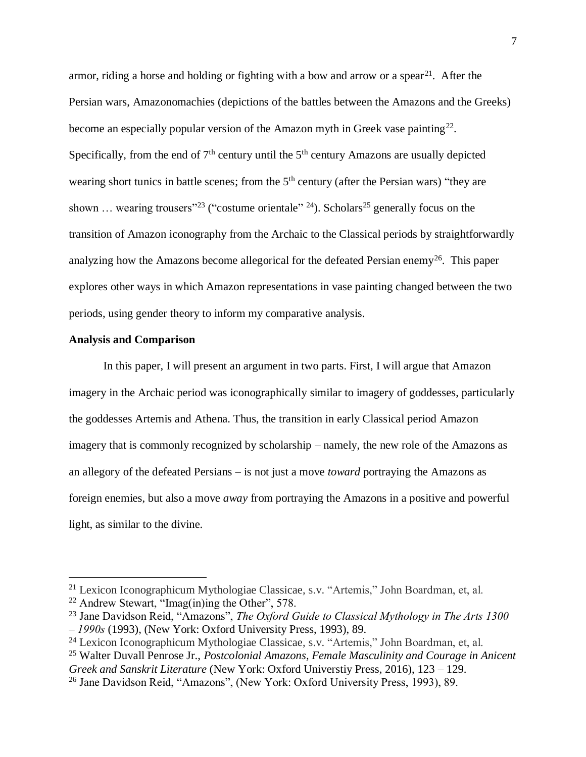armor, riding a horse and holding or fighting with a bow and arrow or a spear[21]. After the Persian wars, Amazonomachies (depictions of the battles between the Amazons and the Greeks) become an especially popular version of the Amazon myth in Greek vase painting[22]. Specifically, from the end of 7th century until the 5th century Amazons are usually depicted wearing short tunics in battle scenes; from the 5th century (after the Persian wars) "they are shown … wearing trousers"[23] ("costume orientale" [24]). Scholars[25] generally focus on the transition of Amazon iconography from the Archaic to the Classical periods by straightforwardly analyzing how the Amazons become allegorical for the defeated Persian enemy[26]. This paper explores other ways in which Amazon representations in vase painting changed between the two periods, using gender theory to inform my comparative analysis.

**Analysis and Comparison**

In this paper, I will present an argument in two parts. First, I will argue that Amazon imagery in the Archaic period was iconographically similar to imagery of goddesses, particularly the goddesses Artemis and Athena. Thus, the transition in early Classical period Amazon imagery that is commonly recognized by scholarship – namely, the new role of the Amazons as an allegory of the defeated Persians – is not just a move *toward* portraying the Amazons as foreign enemies, but also a move *away* from portraying the Amazons in a positive and powerful light, as similar to the divine.

---

[21] Lexicon Iconographicum Mythologiae Classicae, s.v. "Artemis," John Boardman, et, al.

[22] Andrew Stewart, "Imag(in)ing the Other", 578.

[23] Jane Davidson Reid, "Amazons", *The Oxford Guide to Classical Mythology in The Arts 1300 – 1990s* (1993), (New York: Oxford University Press, 1993), 89.

[24] Lexicon Iconographicum Mythologiae Classicae, s.v. "Artemis," John Boardman, et, al.

[25] Walter Duvall Penrose Jr., *Postcolonial Amazons, Female Masculinity and Courage in Anicent Greek and Sanskrit Literature* (New York: Oxford Universtiy Press, 2016), 123 – 129.

[26] Jane Davidson Reid, "Amazons", (New York: Oxford University Press, 1993), 89.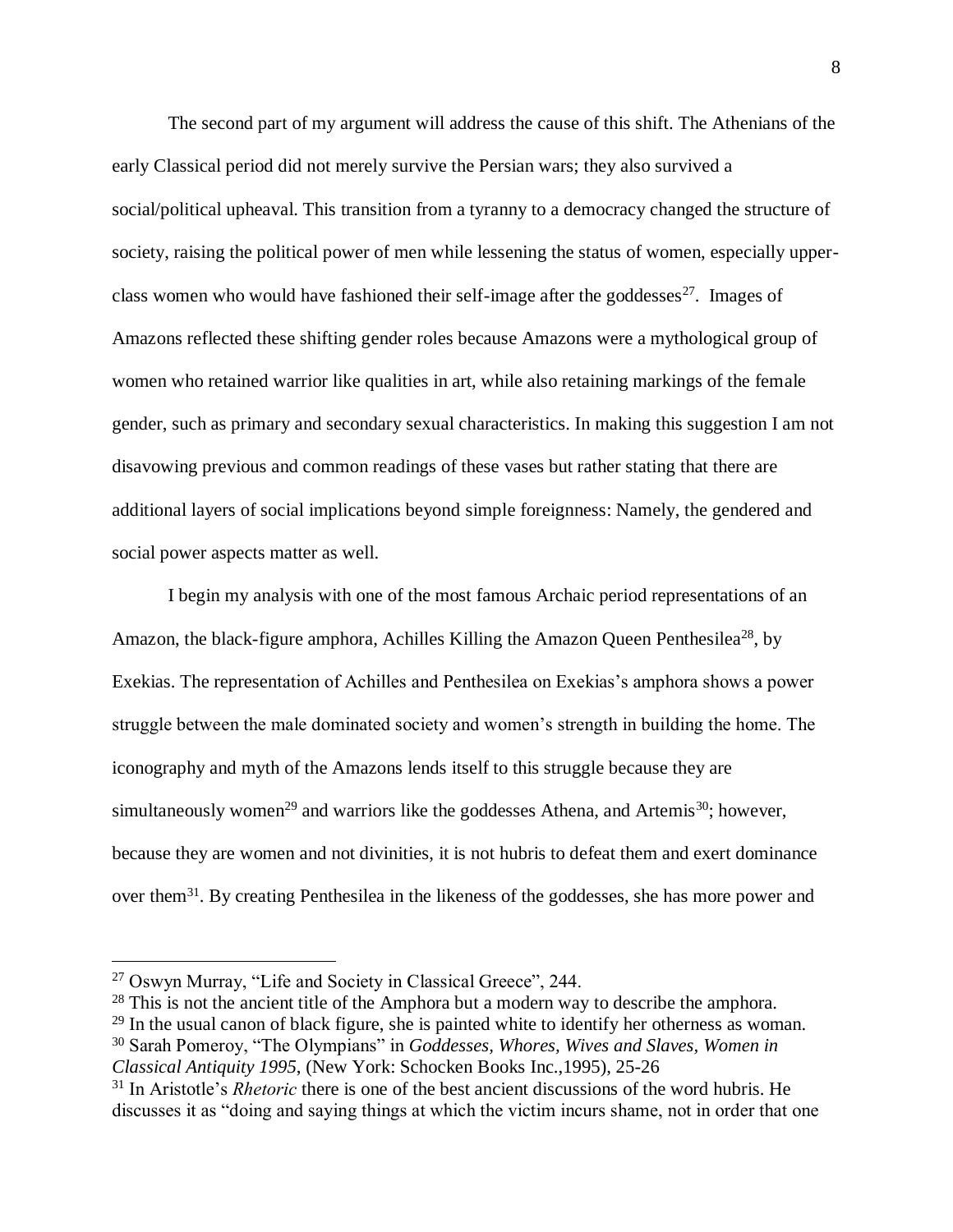The second part of my argument will address the cause of this shift. The Athenians of the early Classical period did not merely survive the Persian wars; they also survived a social/political upheaval. This transition from a tyranny to a democracy changed the structure of society, raising the political power of men while lessening the status of women, especially upper-class women who would have fashioned their self-image after the goddesses[27]. Images of Amazons reflected these shifting gender roles because Amazons were a mythological group of women who retained warrior like qualities in art, while also retaining markings of the female gender, such as primary and secondary sexual characteristics. In making this suggestion I am not disavowing previous and common readings of these vases but rather stating that there are additional layers of social implications beyond simple foreignness: Namely, the gendered and social power aspects matter as well.

I begin my analysis with one of the most famous Archaic period representations of an Amazon, the black-figure amphora, Achilles Killing the Amazon Queen Penthesilea[28], by Exekias. The representation of Achilles and Penthesilea on Exekias's amphora shows a power struggle between the male dominated society and women's strength in building the home. The iconography and myth of the Amazons lends itself to this struggle because they are simultaneously women[29] and warriors like the goddesses Athena, and Artemis[30]; however, because they are women and not divinities, it is not hubris to defeat them and exert dominance over them[31]. By creating Penthesilea in the likeness of the goddesses, she has more power and

---

[27] Oswyn Murray, "Life and Society in Classical Greece", 244.

[28] This is not the ancient title of the Amphora but a modern way to describe the amphora.

[29] In the usual canon of black figure, she is painted white to identify her otherness as woman.

[30] Sarah Pomeroy, "The Olympians" in *Goddesses, Whores, Wives and Slaves, Women in Classical Antiquity 1995*, (New York: Schocken Books Inc.,1995), 25-26

[31] In Aristotle's *Rhetoric* there is one of the best ancient discussions of the word hubris. He discusses it as "doing and saying things at which the victim incurs shame, not in order that one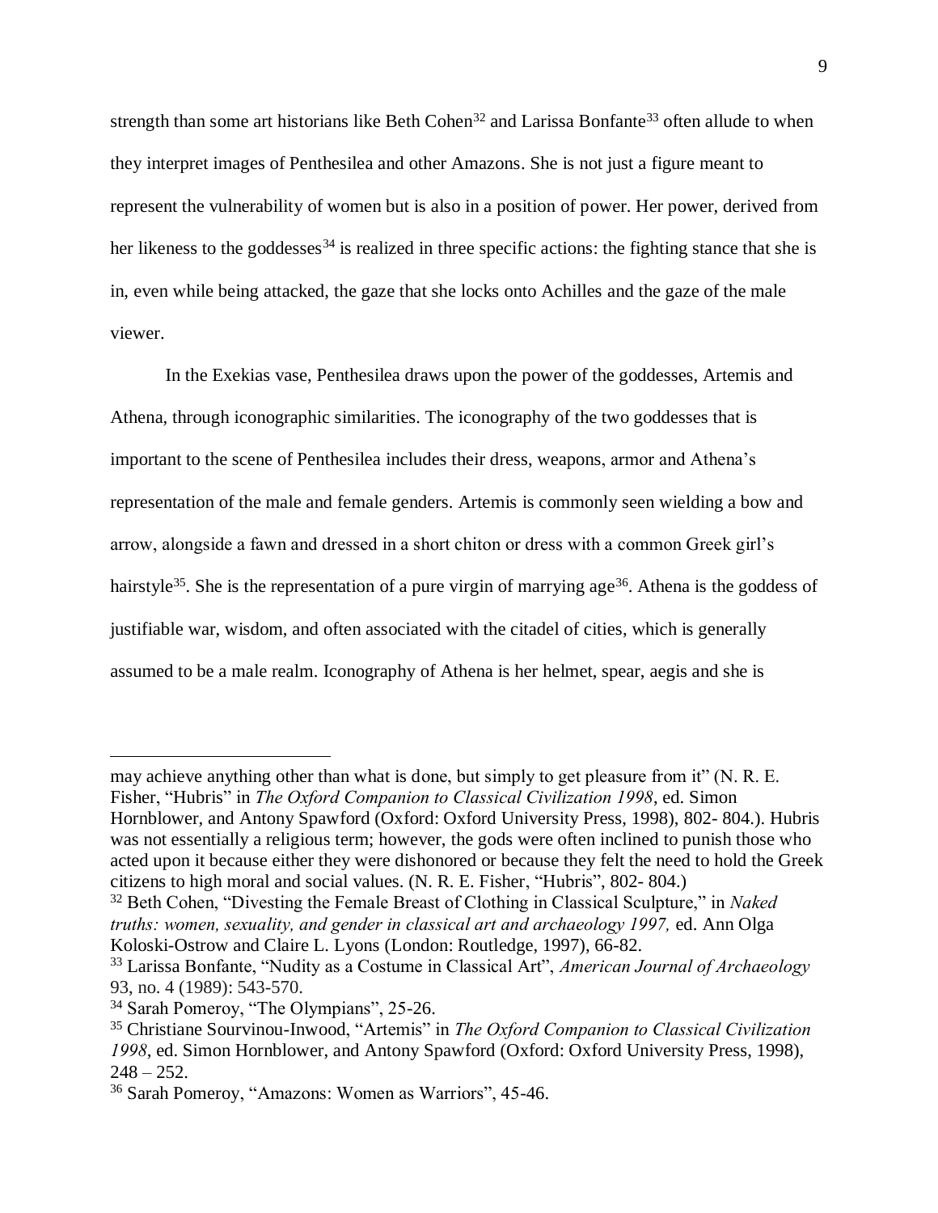strength than some art historians like Beth Cohen[32] and Larissa Bonfante[33] often allude to when they interpret images of Penthesilea and other Amazons. She is not just a figure meant to represent the vulnerability of women but is also in a position of power. Her power, derived from her likeness to the goddesses[34] is realized in three specific actions: the fighting stance that she is in, even while being attacked, the gaze that she locks onto Achilles and the gaze of the male viewer.

In the Exekias vase, Penthesilea draws upon the power of the goddesses, Artemis and Athena, through iconographic similarities. The iconography of the two goddesses that is important to the scene of Penthesilea includes their dress, weapons, armor and Athena's representation of the male and female genders. Artemis is commonly seen wielding a bow and arrow, alongside a fawn and dressed in a short chiton or dress with a common Greek girl's hairstyle[35]. She is the representation of a pure virgin of marrying age[36]. Athena is the goddess of justifiable war, wisdom, and often associated with the citadel of cities, which is generally assumed to be a male realm. Iconography of Athena is her helmet, spear, aegis and she is

---

may achieve anything other than what is done, but simply to get pleasure from it" (N. R. E. Fisher, "Hubris" in *The Oxford Companion to Classical Civilization 1998*, ed. Simon Hornblower, and Antony Spawford (Oxford: Oxford University Press, 1998), 802- 804.). Hubris was not essentially a religious term; however, the gods were often inclined to punish those who acted upon it because either they were dishonored or because they felt the need to hold the Greek citizens to high moral and social values. (N. R. E. Fisher, "Hubris", 802- 804.)

[32] Beth Cohen, "Divesting the Female Breast of Clothing in Classical Sculpture," in *Naked truths: women, sexuality, and gender in classical art and archaeology 1997,* ed. Ann Olga Koloski-Ostrow and Claire L. Lyons (London: Routledge, 1997), 66-82.

[33] Larissa Bonfante, "Nudity as a Costume in Classical Art", *American Journal of Archaeology* 93, no. 4 (1989): 543-570.

[34] Sarah Pomeroy, "The Olympians", 25-26.

[35] Christiane Sourvinou-Inwood, "Artemis" in *The Oxford Companion to Classical Civilization 1998*, ed. Simon Hornblower, and Antony Spawford (Oxford: Oxford University Press, 1998), 248 – 252.

[36] Sarah Pomeroy, "Amazons: Women as Warriors", 45-46.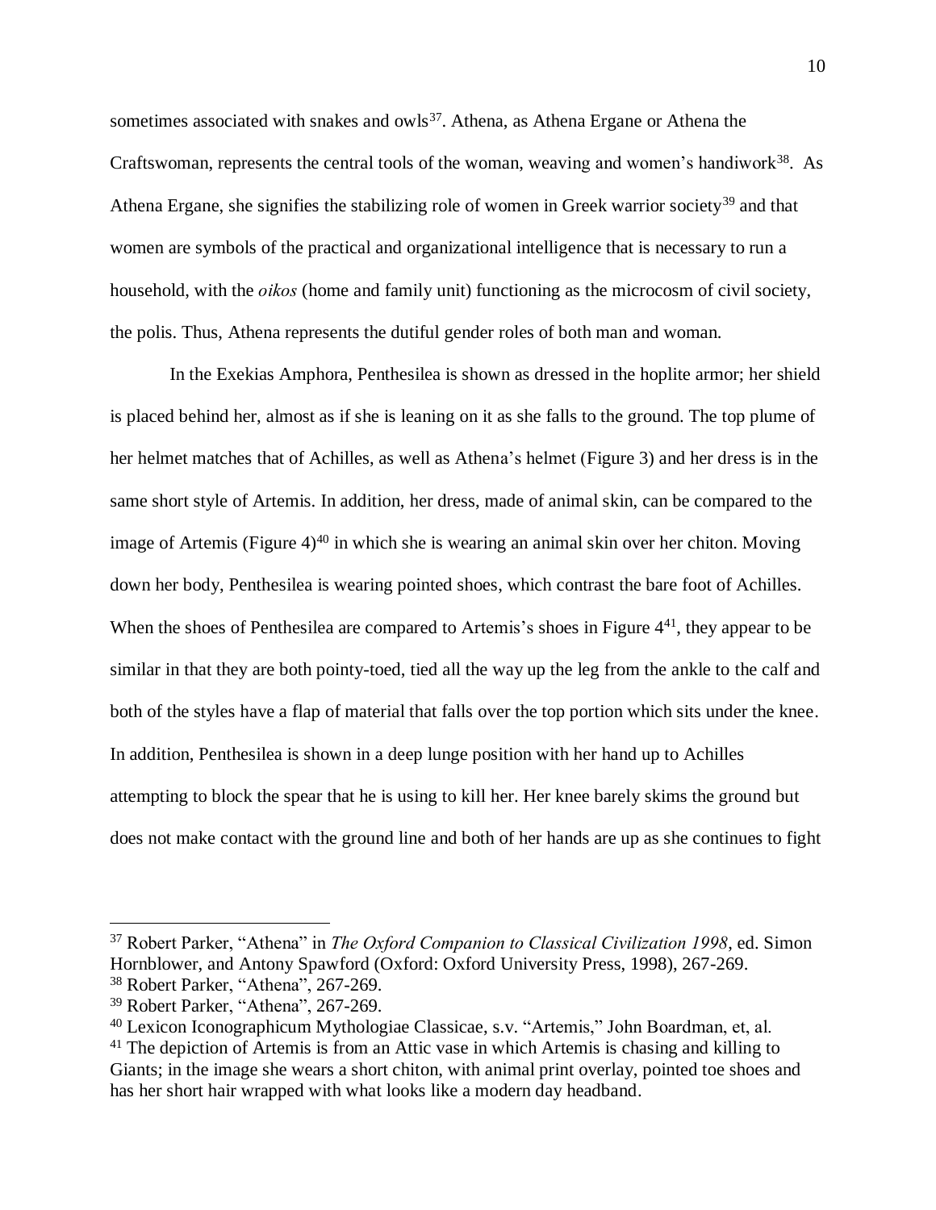sometimes associated with snakes and owls[37]. Athena, as Athena Ergane or Athena the Craftswoman, represents the central tools of the woman, weaving and women's handiwork[38]. As Athena Ergane, she signifies the stabilizing role of women in Greek warrior society[39] and that women are symbols of the practical and organizational intelligence that is necessary to run a household, with the *oikos* (home and family unit) functioning as the microcosm of civil society, the polis. Thus, Athena represents the dutiful gender roles of both man and woman.

In the Exekias Amphora, Penthesilea is shown as dressed in the hoplite armor; her shield is placed behind her, almost as if she is leaning on it as she falls to the ground. The top plume of her helmet matches that of Achilles, as well as Athena's helmet (Figure 3) and her dress is in the same short style of Artemis. In addition, her dress, made of animal skin, can be compared to the image of Artemis (Figure 4)[40] in which she is wearing an animal skin over her chiton. Moving down her body, Penthesilea is wearing pointed shoes, which contrast the bare foot of Achilles. When the shoes of Penthesilea are compared to Artemis's shoes in Figure 4[41], they appear to be similar in that they are both pointy-toed, tied all the way up the leg from the ankle to the calf and both of the styles have a flap of material that falls over the top portion which sits under the knee. In addition, Penthesilea is shown in a deep lunge position with her hand up to Achilles attempting to block the spear that he is using to kill her. Her knee barely skims the ground but does not make contact with the ground line and both of her hands are up as she continues to fight

---

[37] Robert Parker, "Athena" in *The Oxford Companion to Classical Civilization 1998,* ed. Simon Hornblower, and Antony Spawford (Oxford: Oxford University Press, 1998), 267-269.

[38] Robert Parker, "Athena", 267-269.

[39] Robert Parker, "Athena", 267-269.

[40] Lexicon Iconographicum Mythologiae Classicae, s.v. "Artemis," John Boardman, et, al.

[41] The depiction of Artemis is from an Attic vase in which Artemis is chasing and killing to Giants; in the image she wears a short chiton, with animal print overlay, pointed toe shoes and has her short hair wrapped with what looks like a modern day headband.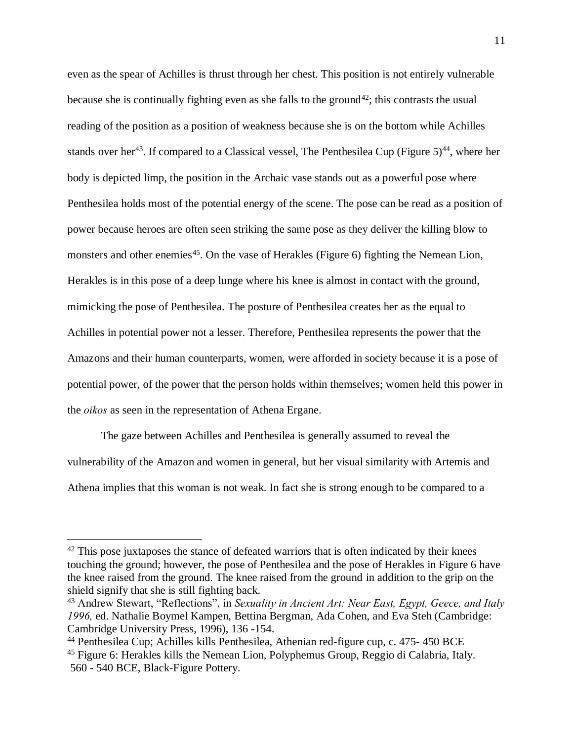even as the spear of Achilles is thrust through her chest. This position is not entirely vulnerable because she is continually fighting even as she falls to the ground[42]; this contrasts the usual reading of the position as a position of weakness because she is on the bottom while Achilles stands over her[43]. If compared to a Classical vessel, The Penthesilea Cup (Figure 5)[44], where her body is depicted limp, the position in the Archaic vase stands out as a powerful pose where Penthesilea holds most of the potential energy of the scene. The pose can be read as a position of power because heroes are often seen striking the same pose as they deliver the killing blow to monsters and other enemies[45]. On the vase of Herakles (Figure 6) fighting the Nemean Lion, Herakles is in this pose of a deep lunge where his knee is almost in contact with the ground, mimicking the pose of Penthesilea. The posture of Penthesilea creates her as the equal to Achilles in potential power not a lesser. Therefore, Penthesilea represents the power that the Amazons and their human counterparts, women, were afforded in society because it is a pose of potential power, of the power that the person holds within themselves; women held this power in the *oikos* as seen in the representation of Athena Ergane.

The gaze between Achilles and Penthesilea is generally assumed to reveal the vulnerability of the Amazon and women in general, but her visual similarity with Artemis and Athena implies that this woman is not weak. In fact she is strong enough to be compared to a

---

[42] This pose juxtaposes the stance of defeated warriors that is often indicated by their knees touching the ground; however, the pose of Penthesilea and the pose of Herakles in Figure 6 have the knee raised from the ground. The knee raised from the ground in addition to the grip on the shield signify that she is still fighting back.

[43] Andrew Stewart, "Reflections", in *Sexuality in Ancient Art: Near East, Egypt, Geece, and Italy 1996,* ed. Nathalie Boymel Kampen, Bettina Bergman, Ada Cohen, and Eva Steh (Cambridge: Cambridge University Press, 1996), 136 -154.

[44] Penthesilea Cup; Achilles kills Penthesilea, Athenian red-figure cup, c. 475- 450 BCE

[45] Figure 6: Herakles kills the Nemean Lion, Polyphemus Group, Reggio di Calabria, Italy. 560 - 540 BCE, Black-Figure Pottery.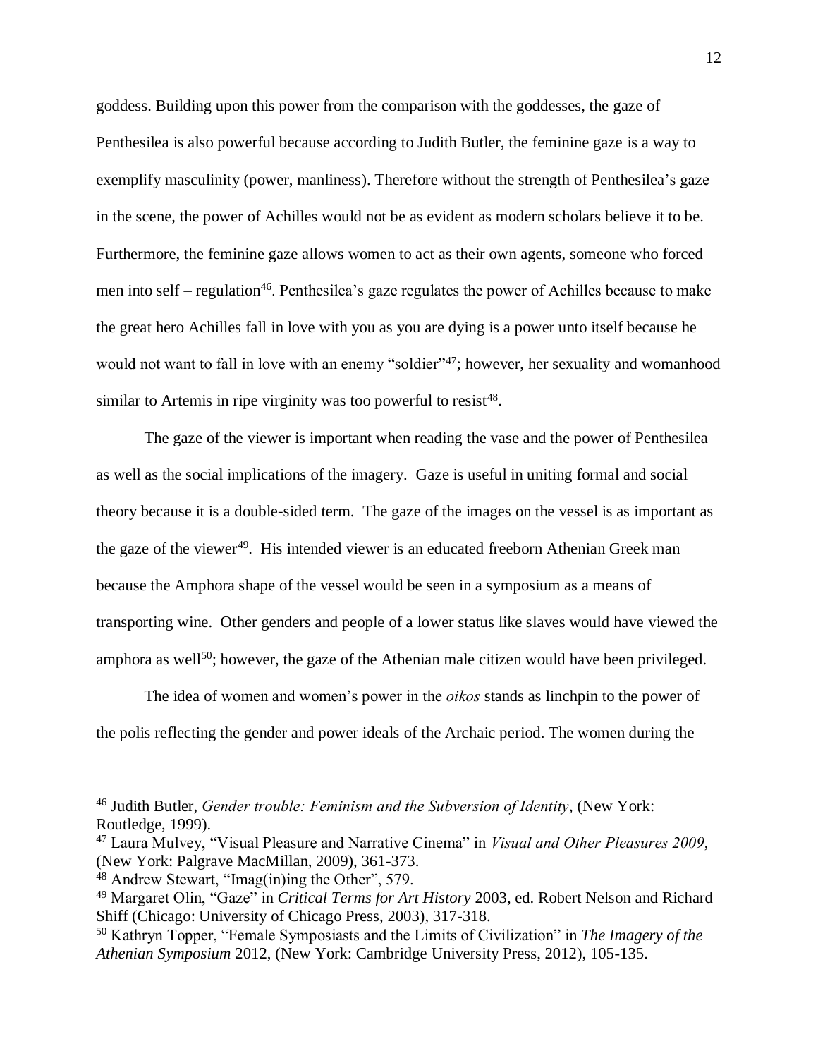goddess. Building upon this power from the comparison with the goddesses, the gaze of Penthesilea is also powerful because according to Judith Butler, the feminine gaze is a way to exemplify masculinity (power, manliness). Therefore without the strength of Penthesilea's gaze in the scene, the power of Achilles would not be as evident as modern scholars believe it to be. Furthermore, the feminine gaze allows women to act as their own agents, someone who forced men into self – regulation[46]. Penthesilea's gaze regulates the power of Achilles because to make the great hero Achilles fall in love with you as you are dying is a power unto itself because he would not want to fall in love with an enemy "soldier"[47]; however, her sexuality and womanhood similar to Artemis in ripe virginity was too powerful to resist[48].

The gaze of the viewer is important when reading the vase and the power of Penthesilea as well as the social implications of the imagery. Gaze is useful in uniting formal and social theory because it is a double-sided term. The gaze of the images on the vessel is as important as the gaze of the viewer[49]. His intended viewer is an educated freeborn Athenian Greek man because the Amphora shape of the vessel would be seen in a symposium as a means of transporting wine. Other genders and people of a lower status like slaves would have viewed the amphora as well[50]; however, the gaze of the Athenian male citizen would have been privileged.

The idea of women and women's power in the *oikos* stands as linchpin to the power of the polis reflecting the gender and power ideals of the Archaic period. The women during the

---

[46] Judith Butler, *Gender trouble: Feminism and the Subversion of Identity*, (New York: Routledge, 1999).

[47] Laura Mulvey, "Visual Pleasure and Narrative Cinema" in *Visual and Other Pleasures 2009*, (New York: Palgrave MacMillan, 2009), 361-373.

[48] Andrew Stewart, "Imag(in)ing the Other", 579.

[49] Margaret Olin, "Gaze" in *Critical Terms for Art History* 2003, ed. Robert Nelson and Richard Shiff (Chicago: University of Chicago Press, 2003), 317-318.

[50] Kathryn Topper, "Female Symposiasts and the Limits of Civilization" in *The Imagery of the Athenian Symposium* 2012, (New York: Cambridge University Press, 2012), 105-135.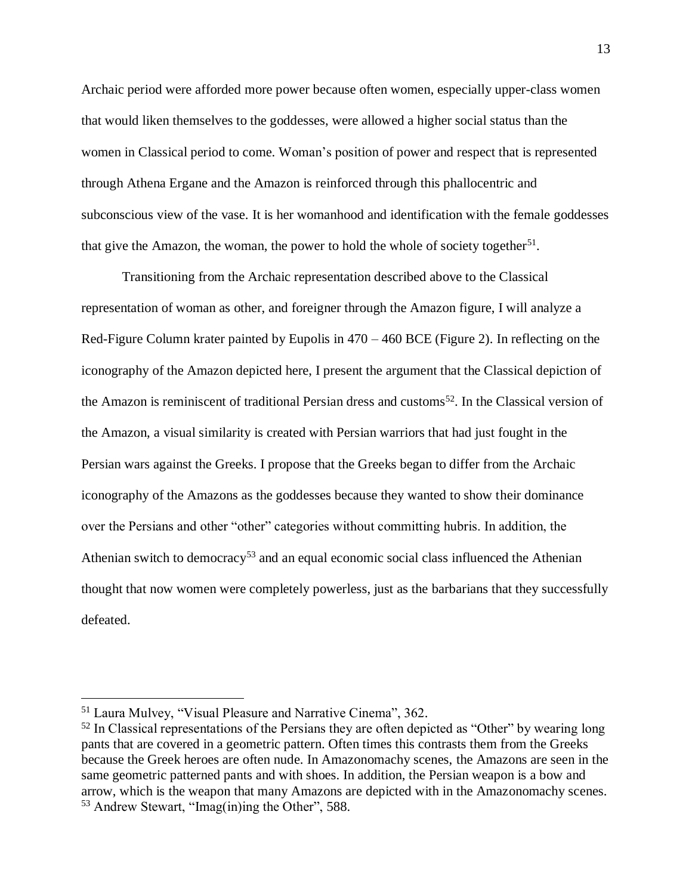Archaic period were afforded more power because often women, especially upper-class women that would liken themselves to the goddesses, were allowed a higher social status than the women in Classical period to come. Woman's position of power and respect that is represented through Athena Ergane and the Amazon is reinforced through this phallocentric and subconscious view of the vase. It is her womanhood and identification with the female goddesses that give the Amazon, the woman, the power to hold the whole of society together[51].

Transitioning from the Archaic representation described above to the Classical representation of woman as other, and foreigner through the Amazon figure, I will analyze a Red-Figure Column krater painted by Eupolis in 470 – 460 BCE (Figure 2). In reflecting on the iconography of the Amazon depicted here, I present the argument that the Classical depiction of the Amazon is reminiscent of traditional Persian dress and customs[52]. In the Classical version of the Amazon, a visual similarity is created with Persian warriors that had just fought in the Persian wars against the Greeks. I propose that the Greeks began to differ from the Archaic iconography of the Amazons as the goddesses because they wanted to show their dominance over the Persians and other "other" categories without committing hubris. In addition, the Athenian switch to democracy[53] and an equal economic social class influenced the Athenian thought that now women were completely powerless, just as the barbarians that they successfully defeated.

---

[51] Laura Mulvey, "Visual Pleasure and Narrative Cinema", 362.

[52] In Classical representations of the Persians they are often depicted as "Other" by wearing long pants that are covered in a geometric pattern. Often times this contrasts them from the Greeks because the Greek heroes are often nude. In Amazonomachy scenes, the Amazons are seen in the same geometric patterned pants and with shoes. In addition, the Persian weapon is a bow and arrow, which is the weapon that many Amazons are depicted with in the Amazonomachy scenes.

[53] Andrew Stewart, "Imag(in)ing the Other", 588.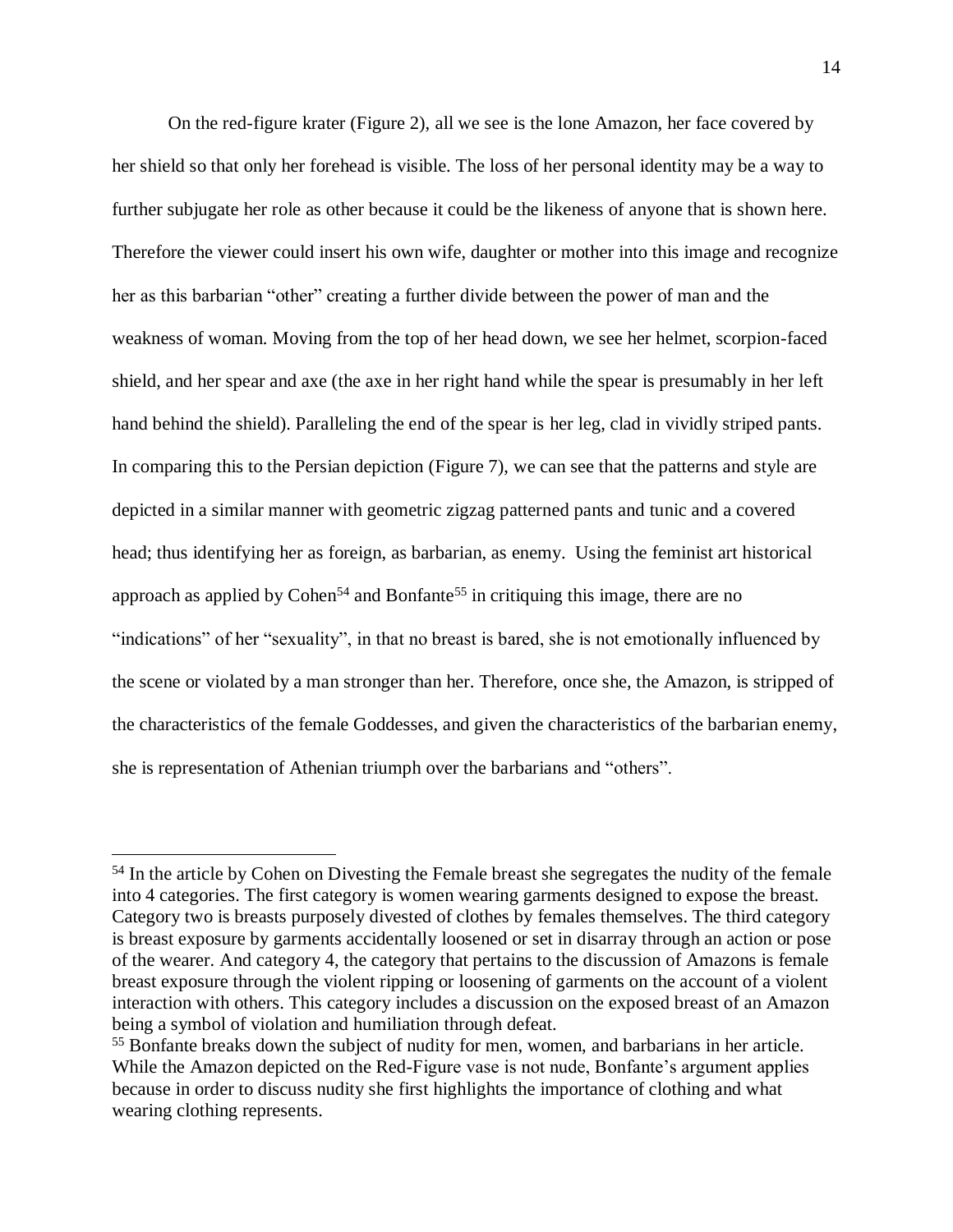On the red-figure krater (Figure 2), all we see is the lone Amazon, her face covered by her shield so that only her forehead is visible. The loss of her personal identity may be a way to further subjugate her role as other because it could be the likeness of anyone that is shown here. Therefore the viewer could insert his own wife, daughter or mother into this image and recognize her as this barbarian "other" creating a further divide between the power of man and the weakness of woman. Moving from the top of her head down, we see her helmet, scorpion-faced shield, and her spear and axe (the axe in her right hand while the spear is presumably in her left hand behind the shield). Paralleling the end of the spear is her leg, clad in vividly striped pants. In comparing this to the Persian depiction (Figure 7), we can see that the patterns and style are depicted in a similar manner with geometric zigzag patterned pants and tunic and a covered head; thus identifying her as foreign, as barbarian, as enemy. Using the feminist art historical approach as applied by Cohen[54] and Bonfante[55] in critiquing this image, there are no "indications" of her "sexuality", in that no breast is bared, she is not emotionally influenced by the scene or violated by a man stronger than her. Therefore, once she, the Amazon, is stripped of the characteristics of the female Goddesses, and given the characteristics of the barbarian enemy, she is representation of Athenian triumph over the barbarians and "others".

---

[54] In the article by Cohen on Divesting the Female breast she segregates the nudity of the female into 4 categories. The first category is women wearing garments designed to expose the breast. Category two is breasts purposely divested of clothes by females themselves. The third category is breast exposure by garments accidentally loosened or set in disarray through an action or pose of the wearer. And category 4, the category that pertains to the discussion of Amazons is female breast exposure through the violent ripping or loosening of garments on the account of a violent interaction with others. This category includes a discussion on the exposed breast of an Amazon being a symbol of violation and humiliation through defeat.

[55] Bonfante breaks down the subject of nudity for men, women, and barbarians in her article. While the Amazon depicted on the Red-Figure vase is not nude, Bonfante's argument applies because in order to discuss nudity she first highlights the importance of clothing and what wearing clothing represents.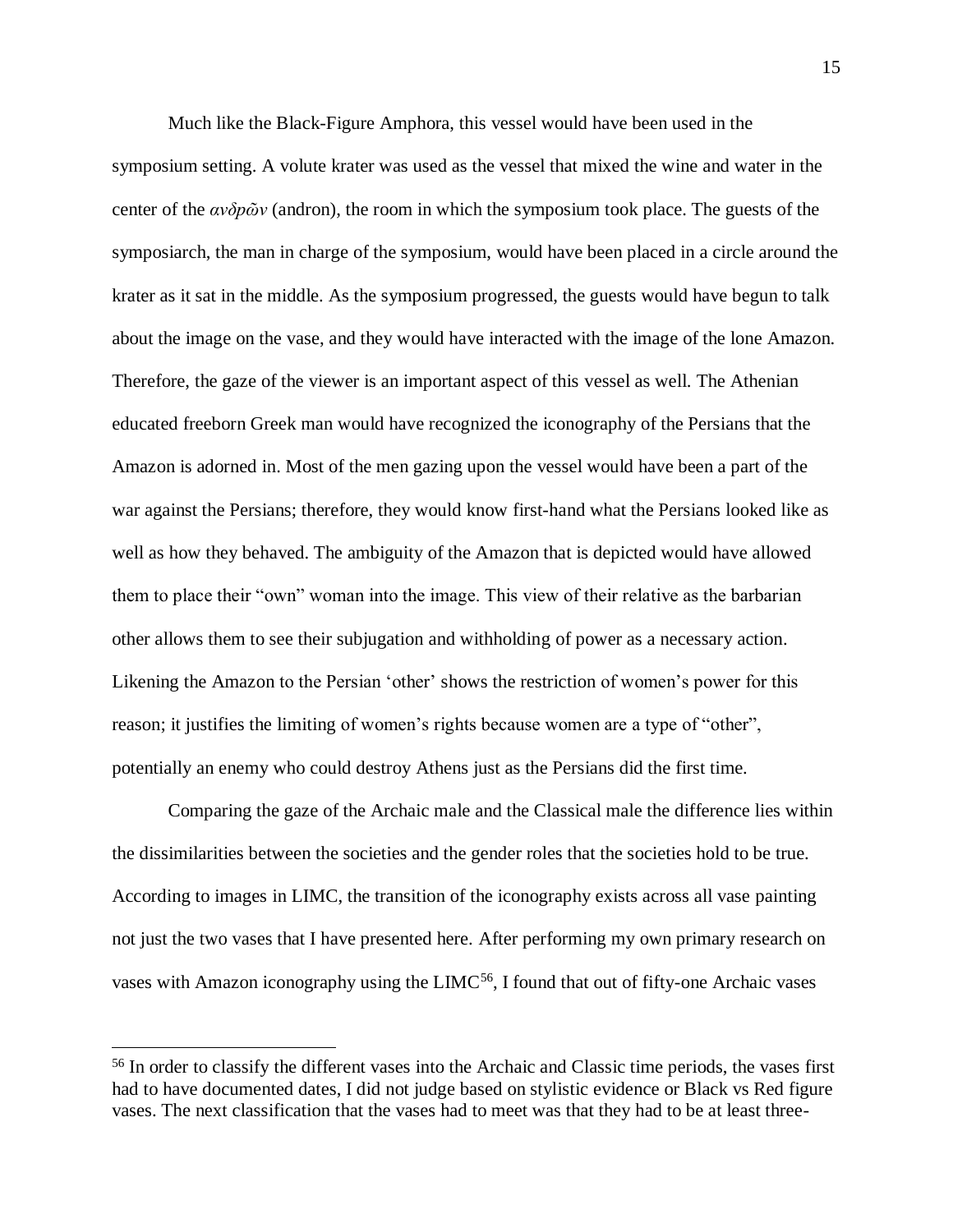Much like the Black-Figure Amphora, this vessel would have been used in the symposium setting. A volute krater was used as the vessel that mixed the wine and water in the center of the *ανδρῶν* (andron), the room in which the symposium took place. The guests of the symposiarch, the man in charge of the symposium, would have been placed in a circle around the krater as it sat in the middle. As the symposium progressed, the guests would have begun to talk about the image on the vase, and they would have interacted with the image of the lone Amazon. Therefore, the gaze of the viewer is an important aspect of this vessel as well. The Athenian educated freeborn Greek man would have recognized the iconography of the Persians that the Amazon is adorned in. Most of the men gazing upon the vessel would have been a part of the war against the Persians; therefore, they would know first-hand what the Persians looked like as well as how they behaved. The ambiguity of the Amazon that is depicted would have allowed them to place their "own" woman into the image. This view of their relative as the barbarian other allows them to see their subjugation and withholding of power as a necessary action. Likening the Amazon to the Persian 'other' shows the restriction of women's power for this reason; it justifies the limiting of women's rights because women are a type of "other", potentially an enemy who could destroy Athens just as the Persians did the first time.

Comparing the gaze of the Archaic male and the Classical male the difference lies within the dissimilarities between the societies and the gender roles that the societies hold to be true. According to images in LIMC, the transition of the iconography exists across all vase painting not just the two vases that I have presented here. After performing my own primary research on vases with Amazon iconography using the LIMC[56], I found that out of fifty-one Archaic vases

[56] In order to classify the different vases into the Archaic and Classic time periods, the vases first had to have documented dates, I did not judge based on stylistic evidence or Black vs Red figure vases. The next classification that the vases had to meet was that they had to be at least three-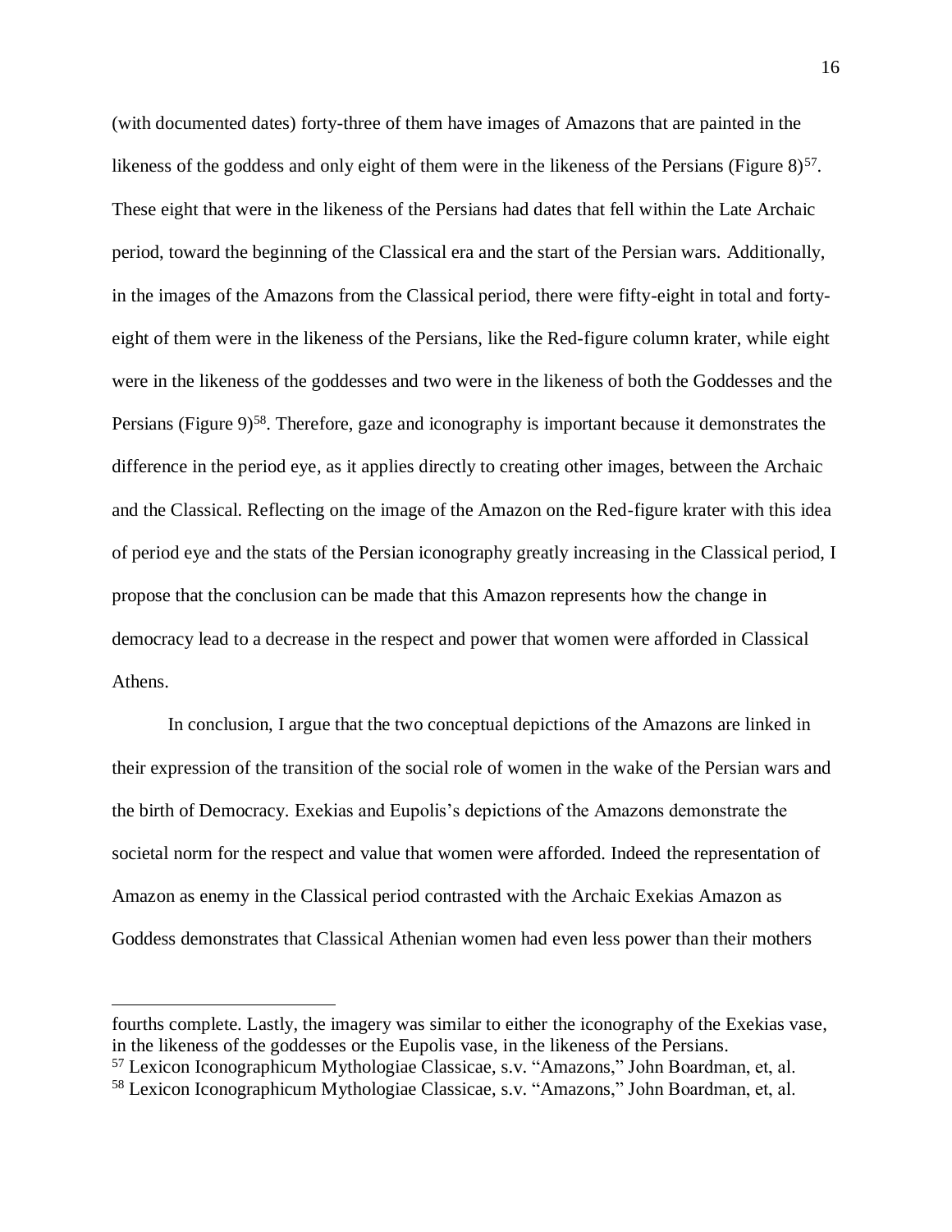(with documented dates) forty-three of them have images of Amazons that are painted in the likeness of the goddess and only eight of them were in the likeness of the Persians (Figure 8)[57]. These eight that were in the likeness of the Persians had dates that fell within the Late Archaic period, toward the beginning of the Classical era and the start of the Persian wars. Additionally, in the images of the Amazons from the Classical period, there were fifty-eight in total and forty-eight of them were in the likeness of the Persians, like the Red-figure column krater, while eight were in the likeness of the goddesses and two were in the likeness of both the Goddesses and the Persians (Figure 9)[58]. Therefore, gaze and iconography is important because it demonstrates the difference in the period eye, as it applies directly to creating other images, between the Archaic and the Classical. Reflecting on the image of the Amazon on the Red-figure krater with this idea of period eye and the stats of the Persian iconography greatly increasing in the Classical period, I propose that the conclusion can be made that this Amazon represents how the change in democracy lead to a decrease in the respect and power that women were afforded in Classical Athens.

In conclusion, I argue that the two conceptual depictions of the Amazons are linked in their expression of the transition of the social role of women in the wake of the Persian wars and the birth of Democracy. Exekias and Eupolis's depictions of the Amazons demonstrate the societal norm for the respect and value that women were afforded. Indeed the representation of Amazon as enemy in the Classical period contrasted with the Archaic Exekias Amazon as Goddess demonstrates that Classical Athenian women had even less power than their mothers

---

fourths complete. Lastly, the imagery was similar to either the iconography of the Exekias vase, in the likeness of the goddesses or the Eupolis vase, in the likeness of the Persians.

[57] Lexicon Iconographicum Mythologiae Classicae, s.v. "Amazons," John Boardman, et, al.

[58] Lexicon Iconographicum Mythologiae Classicae, s.v. "Amazons," John Boardman, et, al.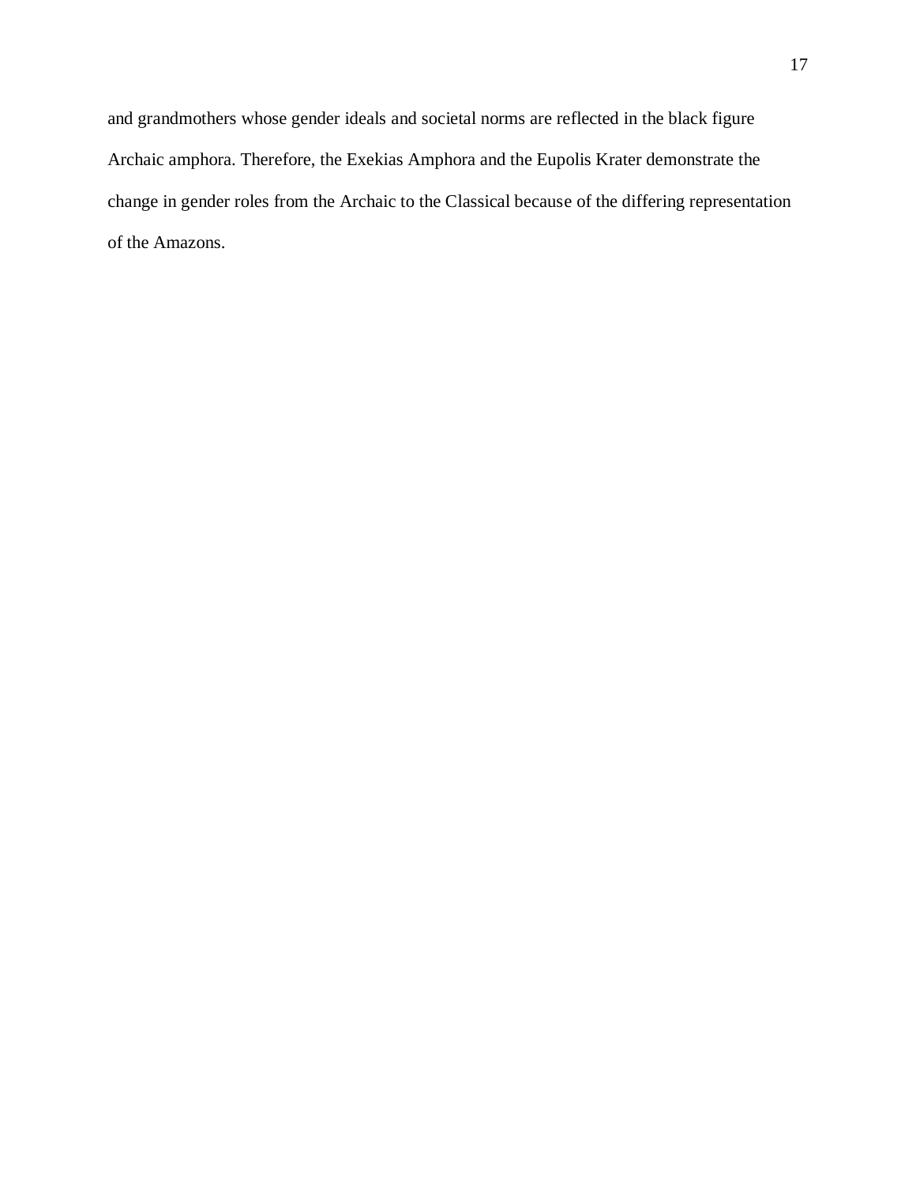and grandmothers whose gender ideals and societal norms are reflected in the black figure Archaic amphora. Therefore, the Exekias Amphora and the Eupolis Krater demonstrate the change in gender roles from the Archaic to the Classical because of the differing representation of the Amazons.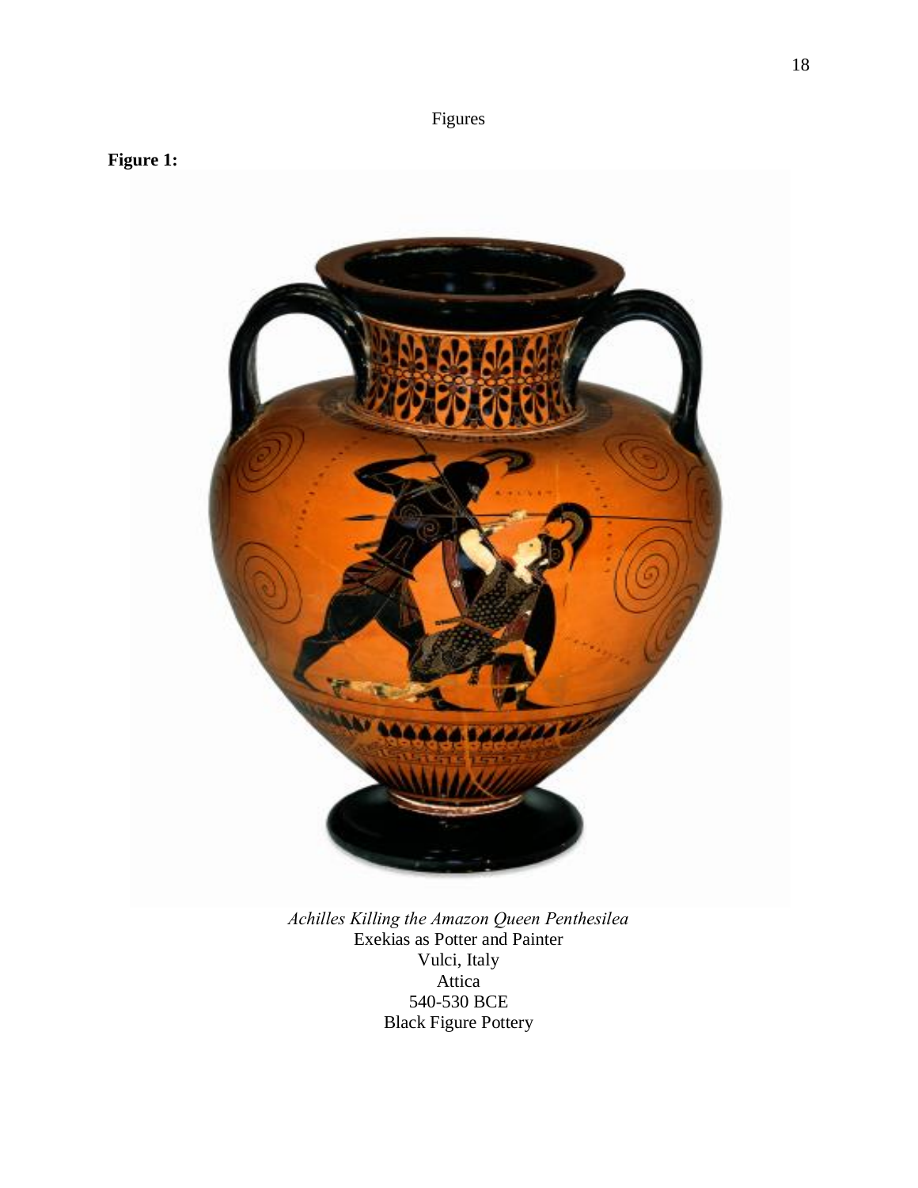Figures

**Figure 1:**

*Achilles Killing the Amazon Queen Penthesilea*
Exekias as Potter and Painter
Vulci, Italy
Attica
540-530 BCE
Black Figure Pottery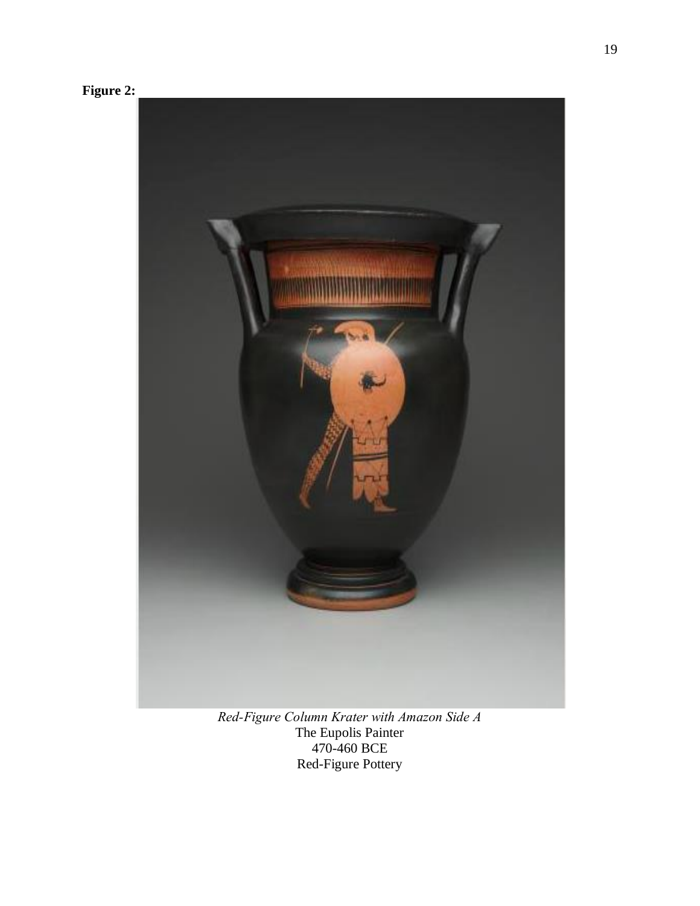**Figure 2:**

*Red-Figure Column Krater with Amazon Side A*
The Eupolis Painter
470-460 BCE
Red-Figure Pottery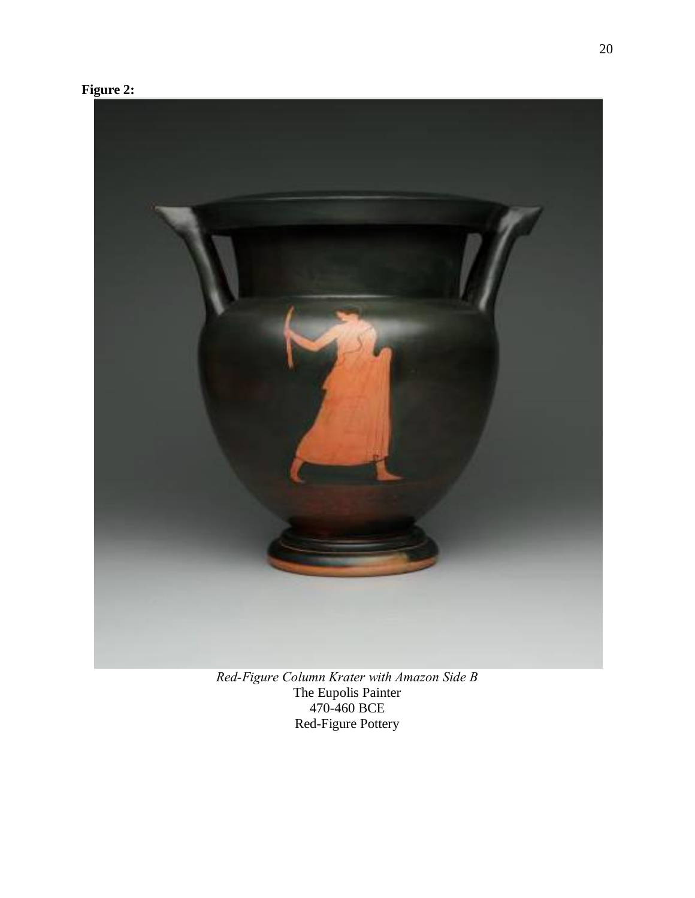**Figure 2:**

*Red-Figure Column Krater with Amazon Side B*
The Eupolis Painter
470-460 BCE
Red-Figure Pottery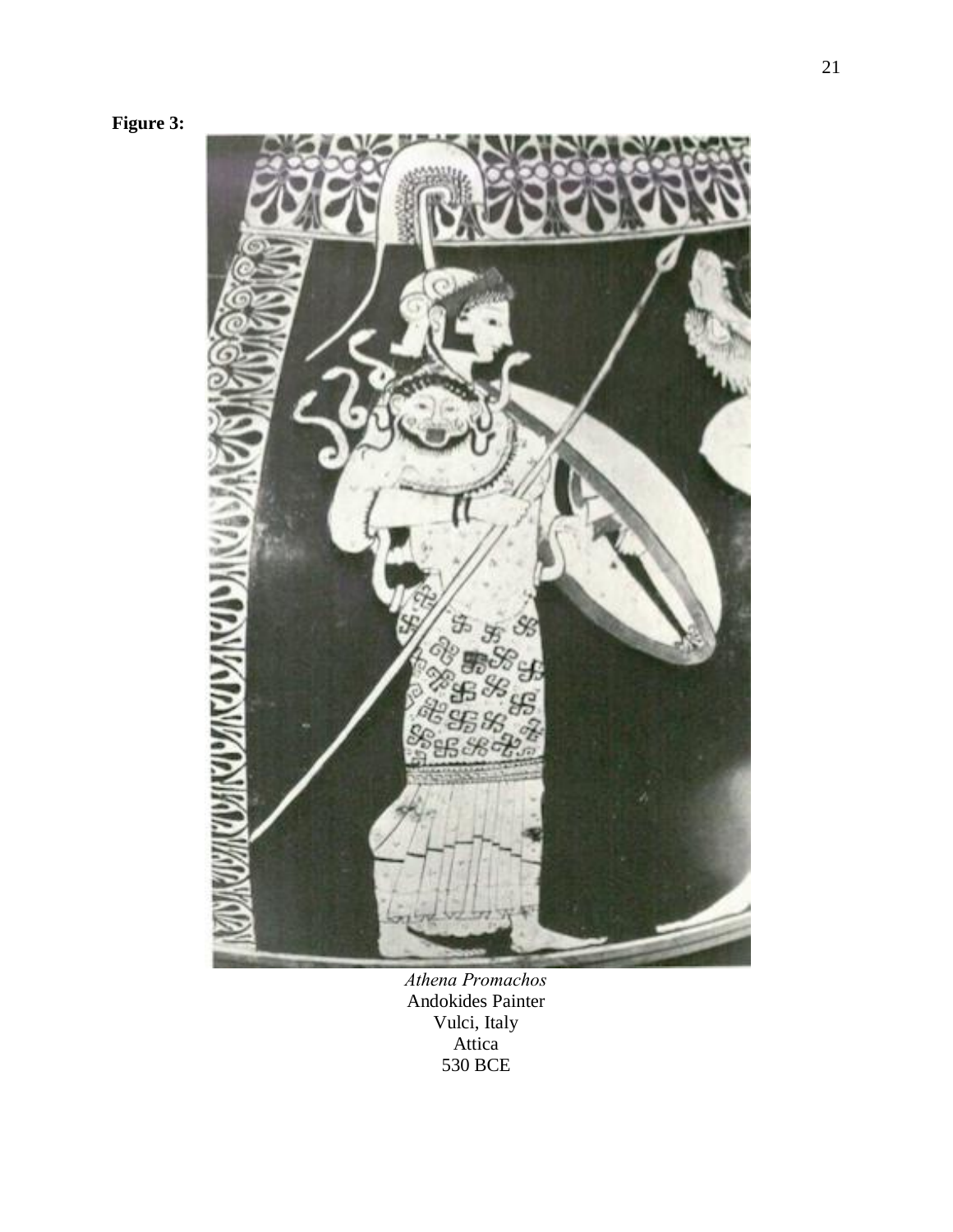**Figure 3:**

*Athena Promachos*
Andokides Painter
Vulci, Italy
Attica
530 BCE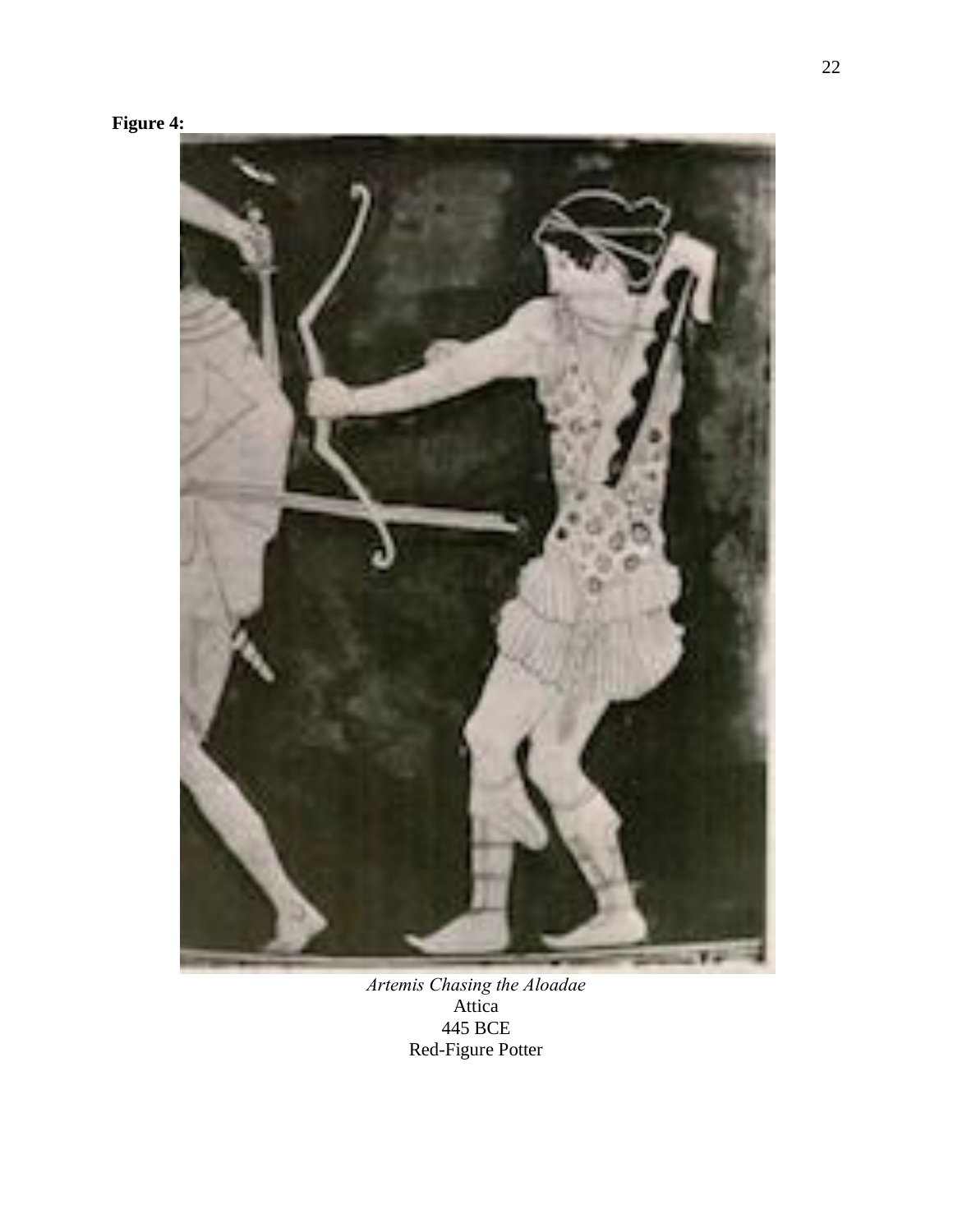**Figure 4:**

*Artemis Chasing the Aloadae*
Attica
445 BCE
Red-Figure Potter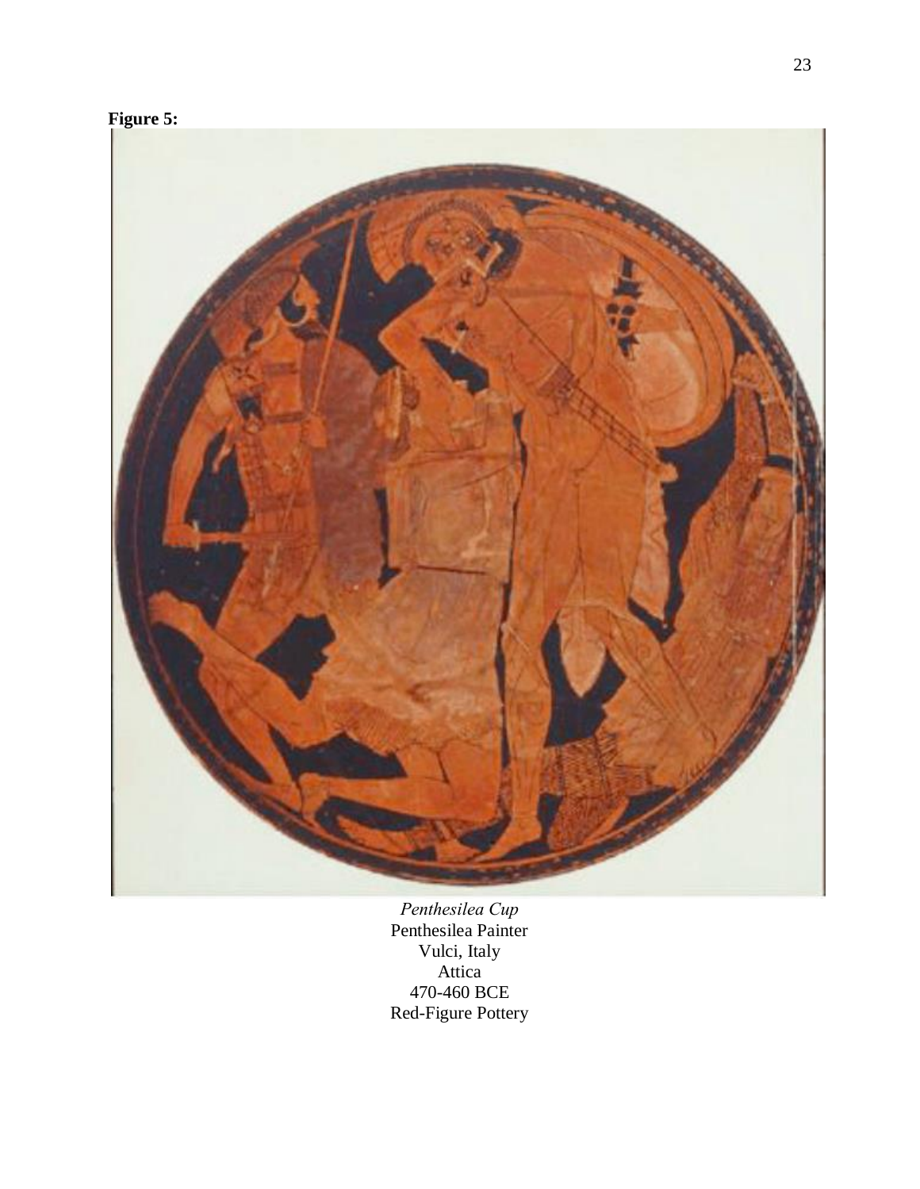**Figure 5:**

*Penthesilea Cup*
Penthesilea Painter
Vulci, Italy
Attica
470-460 BCE
Red-Figure Pottery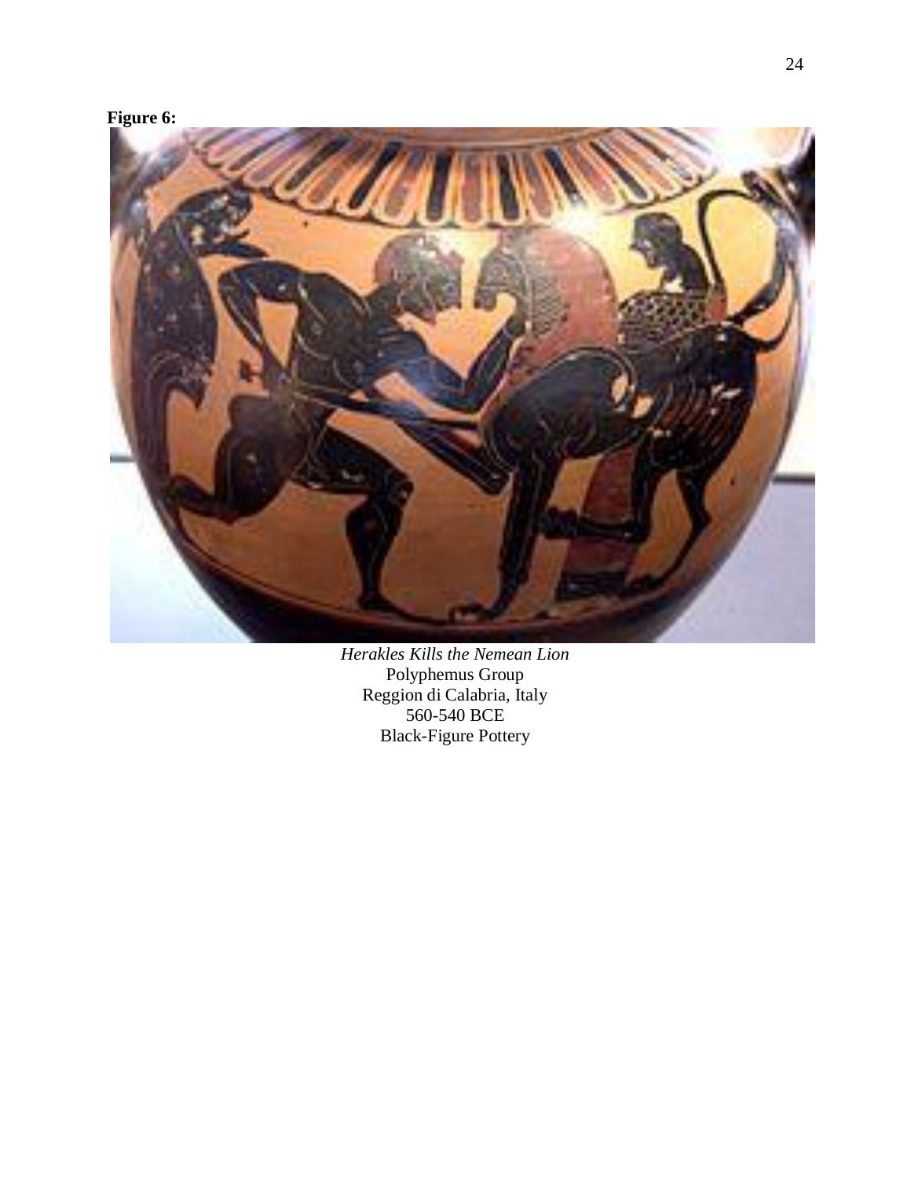**Figure 6:**

*Herakles Kills the Nemean Lion*
Polyphemus Group
Reggion di Calabria, Italy
560-540 BCE
Black-Figure Pottery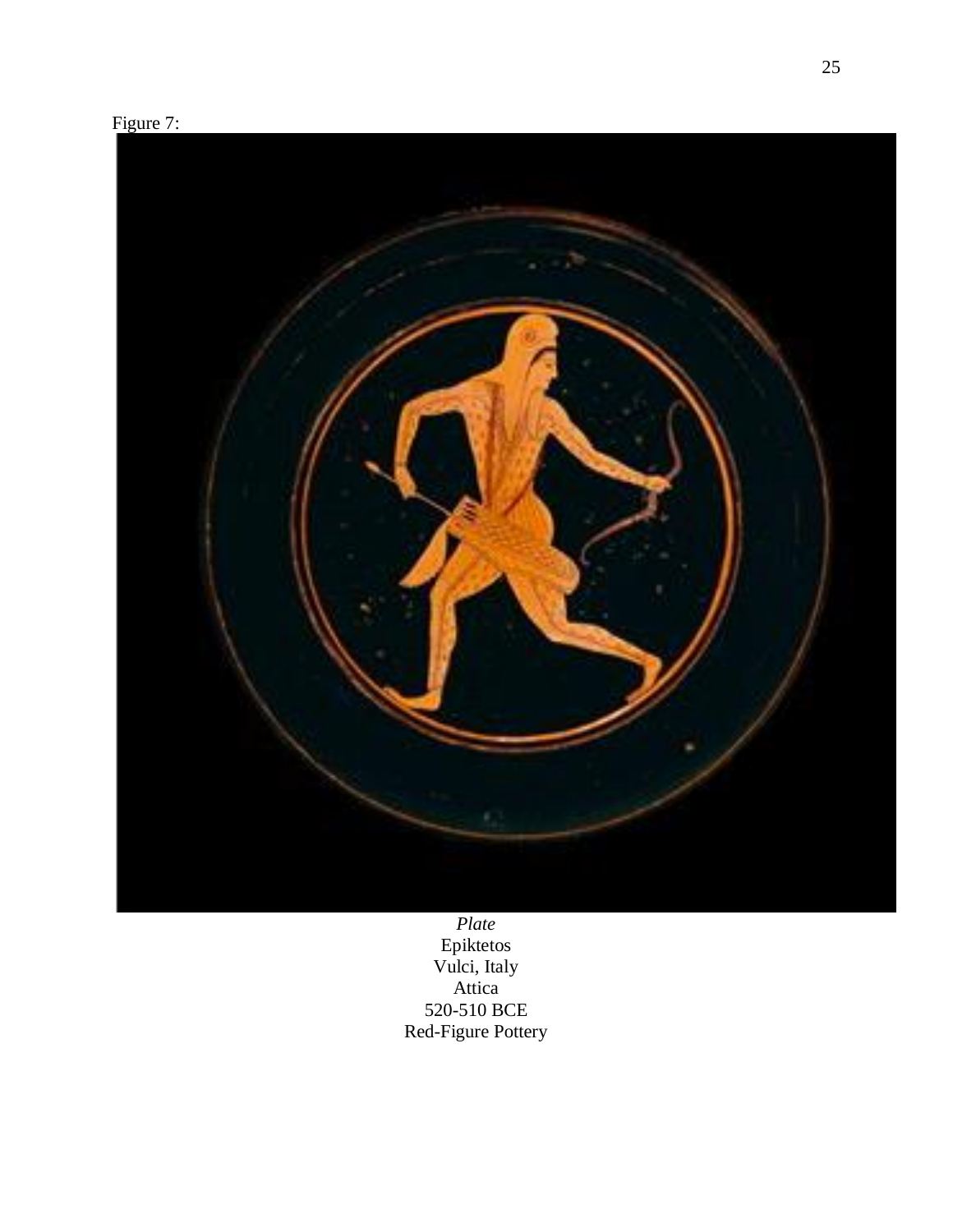Figure 7:

*Plate*
Epiktetos
Vulci, Italy
Attica
520-510 BCE
Red-Figure Pottery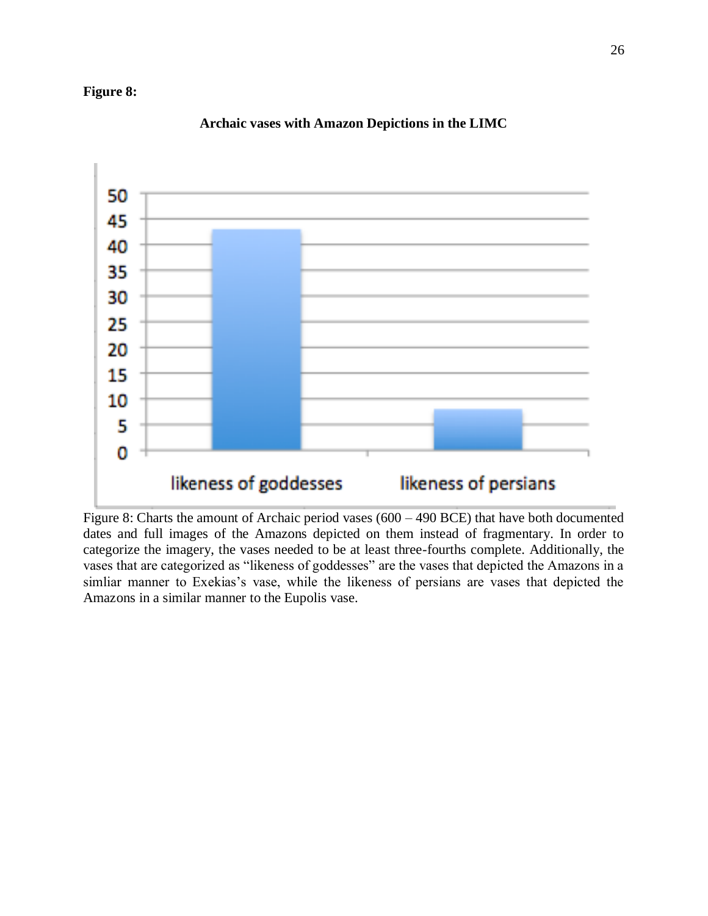**Figure 8:**

**Archaic vases with Amazon Depictions in the LIMC**

Figure 8: Charts the amount of Archaic period vases (600 – 490 BCE) that have both documented dates and full images of the Amazons depicted on them instead of fragmentary. In order to categorize the imagery, the vases needed to be at least three-fourths complete. Additionally, the vases that are categorized as "likeness of goddesses" are the vases that depicted the Amazons in a simliar manner to Exekias's vase, while the likeness of persians are vases that depicted the Amazons in a similar manner to the Eupolis vase.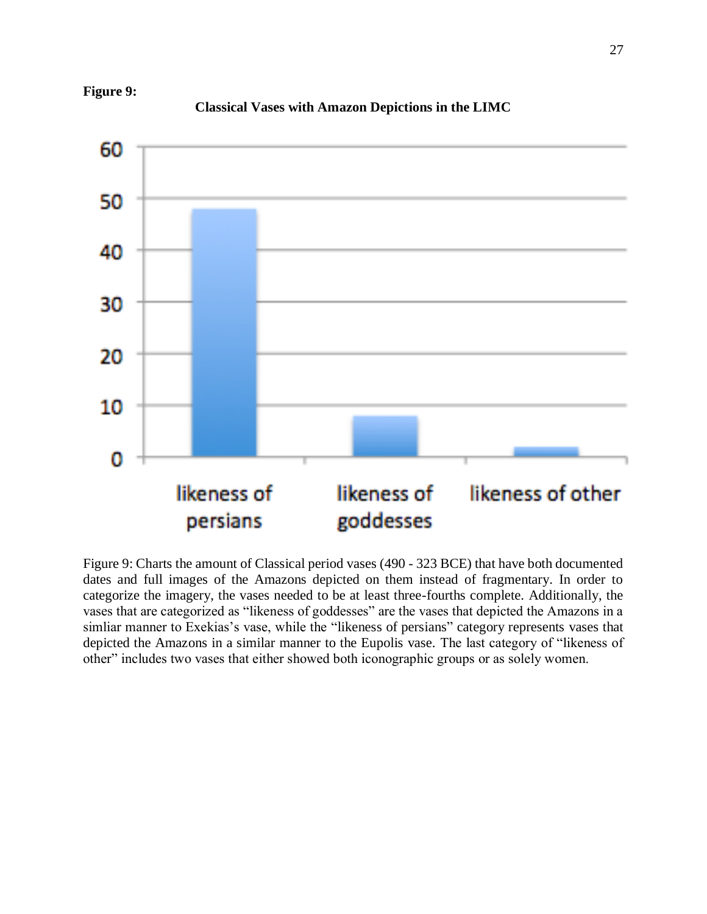**Figure 9:**

**Classical Vases with Amazon Depictions in the LIMC**

Figure 9: Charts the amount of Classical period vases (490 - 323 BCE) that have both documented dates and full images of the Amazons depicted on them instead of fragmentary. In order to categorize the imagery, the vases needed to be at least three-fourths complete. Additionally, the vases that are categorized as “likeness of goddesses” are the vases that depicted the Amazons in a simliar manner to Exekias’s vase, while the “likeness of persians” category represents vases that depicted the Amazons in a similar manner to the Eupolis vase. The last category of “likeness of other” includes two vases that either showed both iconographic groups or as solely women.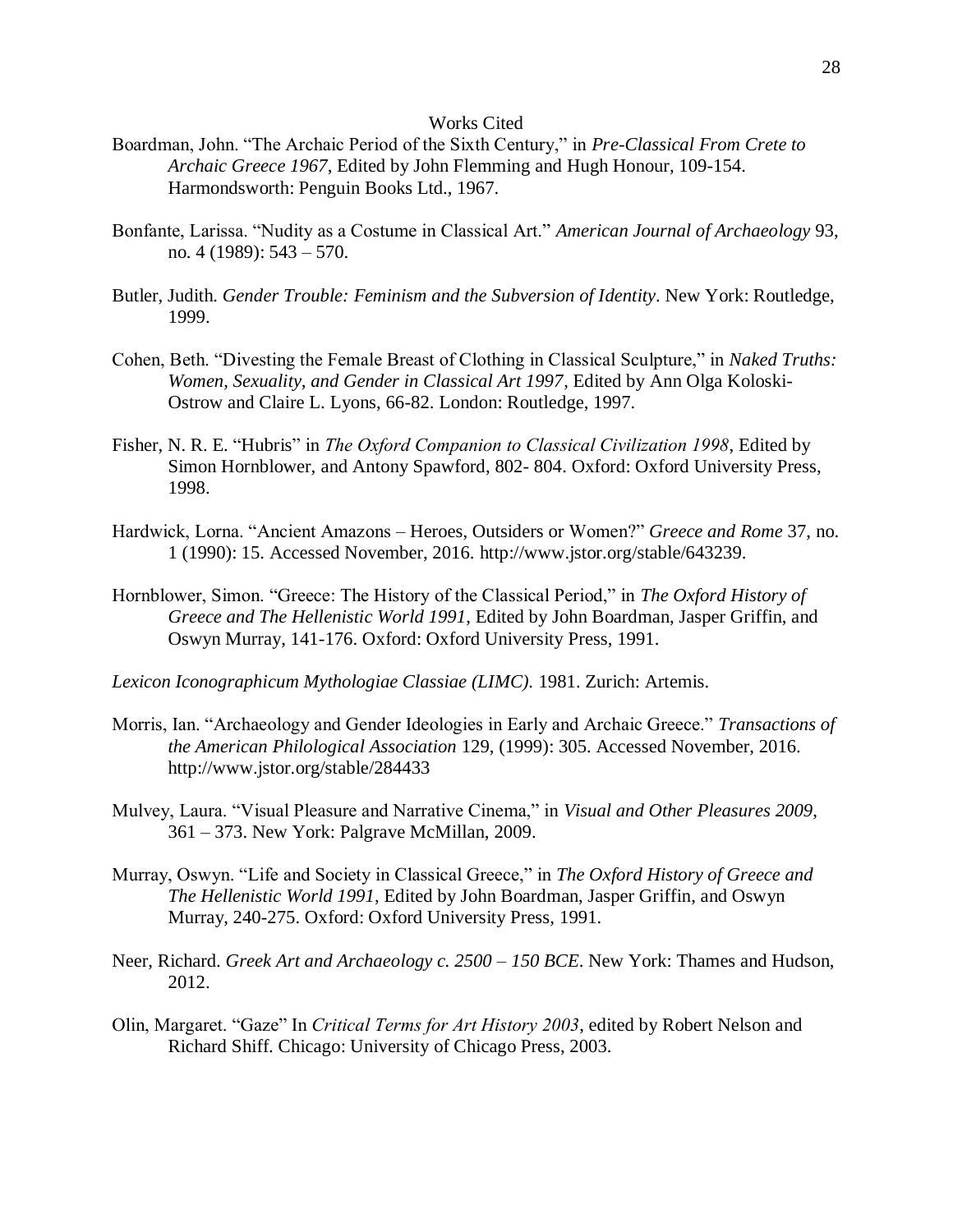# Works Cited

Boardman, John. "The Archaic Period of the Sixth Century," in *Pre-Classical From Crete to Archaic Greece 1967*, Edited by John Flemming and Hugh Honour, 109-154. Harmondsworth: Penguin Books Ltd., 1967.

Bonfante, Larissa. "Nudity as a Costume in Classical Art." *American Journal of Archaeology* 93, no. 4 (1989): 543 – 570.

Butler, Judith. *Gender Trouble: Feminism and the Subversion of Identity*. New York: Routledge, 1999.

Cohen, Beth. "Divesting the Female Breast of Clothing in Classical Sculpture," in *Naked Truths: Women, Sexuality, and Gender in Classical Art 1997*, Edited by Ann Olga Koloski-Ostrow and Claire L. Lyons, 66-82. London: Routledge, 1997.

Fisher, N. R. E. "Hubris" in *The Oxford Companion to Classical Civilization 1998*, Edited by Simon Hornblower, and Antony Spawford, 802- 804. Oxford: Oxford University Press, 1998.

Hardwick, Lorna. "Ancient Amazons – Heroes, Outsiders or Women?" *Greece and Rome* 37, no. 1 (1990): 15. Accessed November, 2016. http://www.jstor.org/stable/643239.

Hornblower, Simon. "Greece: The History of the Classical Period," in *The Oxford History of Greece and The Hellenistic World 1991*, Edited by John Boardman, Jasper Griffin, and Oswyn Murray, 141-176. Oxford: Oxford University Press, 1991.

*Lexicon Iconographicum Mythologiae Classiae (LIMC).* 1981. Zurich: Artemis.

Morris, Ian. "Archaeology and Gender Ideologies in Early and Archaic Greece." *Transactions of the American Philological Association* 129, (1999): 305. Accessed November, 2016. http://www.jstor.org/stable/284433

Mulvey, Laura. "Visual Pleasure and Narrative Cinema," in *Visual and Other Pleasures 2009*, 361 – 373. New York: Palgrave McMillan, 2009.

Murray, Oswyn. "Life and Society in Classical Greece," in *The Oxford History of Greece and The Hellenistic World 1991*, Edited by John Boardman, Jasper Griffin, and Oswyn Murray, 240-275. Oxford: Oxford University Press, 1991.

Neer, Richard. *Greek Art and Archaeology c. 2500 – 150 BCE*. New York: Thames and Hudson, 2012.

Olin, Margaret. "Gaze" In *Critical Terms for Art History 2003*, edited by Robert Nelson and Richard Shiff. Chicago: University of Chicago Press, 2003.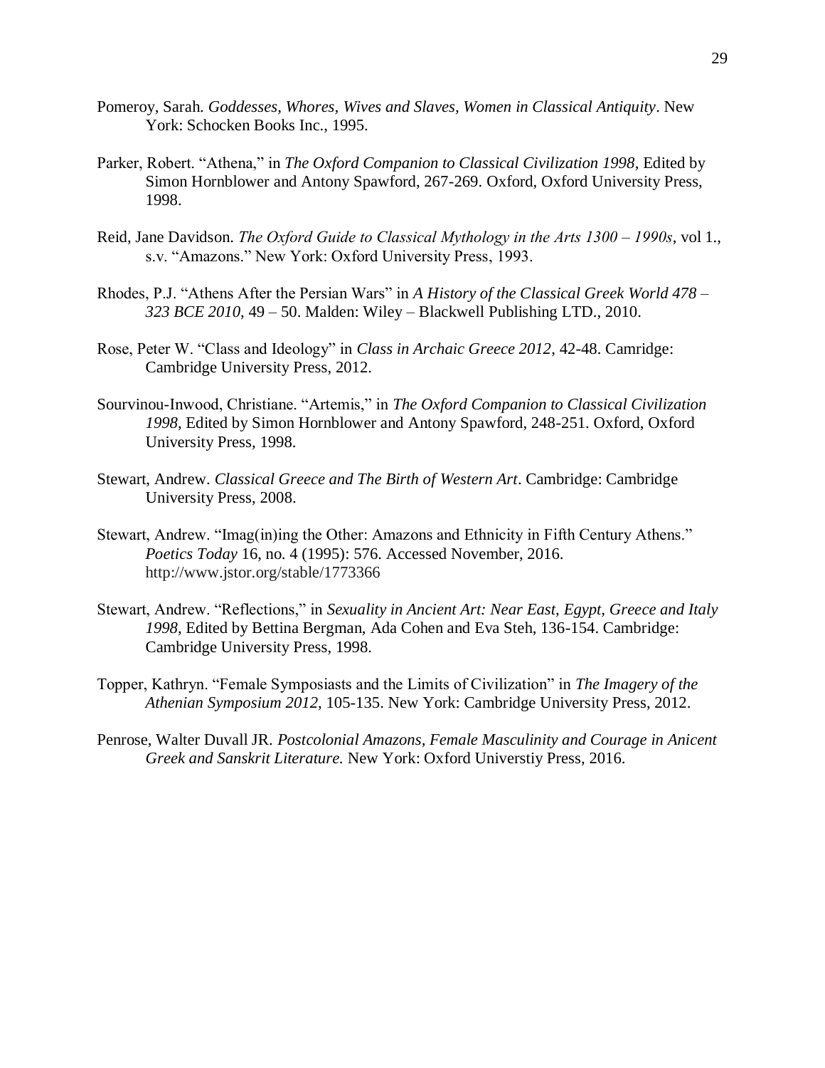Pomeroy, Sarah. *Goddesses, Whores, Wives and Slaves, Women in Classical Antiquity*. New York: Schocken Books Inc., 1995.

Parker, Robert. "Athena," in *The Oxford Companion to Classical Civilization 1998*, Edited by Simon Hornblower and Antony Spawford, 267-269. Oxford, Oxford University Press, 1998.

Reid, Jane Davidson. *The Oxford Guide to Classical Mythology in the Arts 1300 – 1990s*, vol 1., s.v. "Amazons." New York: Oxford University Press, 1993.

Rhodes, P.J. "Athens After the Persian Wars" in *A History of the Classical Greek World 478 – 323 BCE 2010*, 49 – 50. Malden: Wiley – Blackwell Publishing LTD., 2010.

Rose, Peter W. "Class and Ideology" in *Class in Archaic Greece 2012*, 42-48. Camridge: Cambridge University Press, 2012.

Sourvinou-Inwood, Christiane. "Artemis," in *The Oxford Companion to Classical Civilization 1998*, Edited by Simon Hornblower and Antony Spawford, 248-251. Oxford, Oxford University Press, 1998.

Stewart, Andrew. *Classical Greece and The Birth of Western Art*. Cambridge: Cambridge University Press, 2008.

Stewart, Andrew. "Imag(in)ing the Other: Amazons and Ethnicity in Fifth Century Athens." *Poetics Today* 16, no. 4 (1995): 576. Accessed November, 2016. http://www.jstor.org/stable/1773366

Stewart, Andrew. "Reflections," in *Sexuality in Ancient Art: Near East, Egypt, Greece and Italy 1998*, Edited by Bettina Bergman, Ada Cohen and Eva Steh, 136-154. Cambridge: Cambridge University Press, 1998.

Topper, Kathryn. "Female Symposiasts and the Limits of Civilization" in *The Imagery of the Athenian Symposium 2012*, 105-135. New York: Cambridge University Press, 2012.

Penrose, Walter Duvall JR. *Postcolonial Amazons, Female Masculinity and Courage in Anicent Greek and Sanskrit Literature.* New York: Oxford Universtiy Press, 2016.